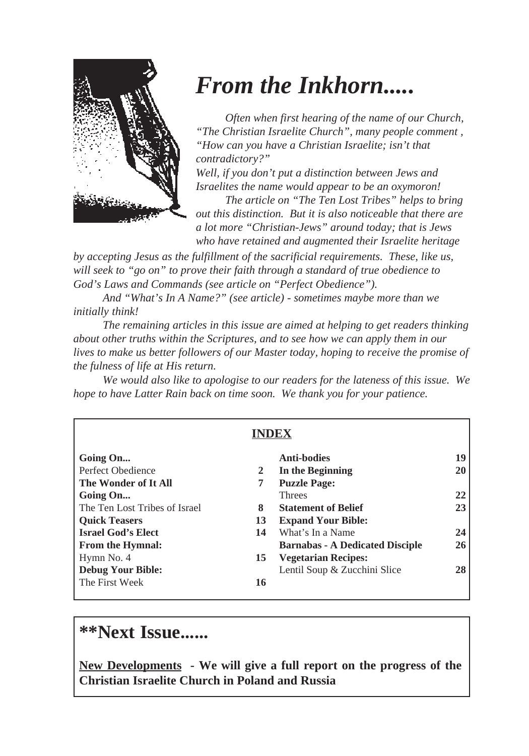# *From the Inkhorn.....*

*Often when first hearing of the name of our Church, "The Christian Israelite Church", many people comment , "How can you have a Christian Israelite; isn't that contradictory?"*

*Well, if you don't put a distinction between Jews and Israelites the name would appear to be an oxymoron!*

*The article on "The Ten Lost Tribes" helps to bring out this distinction. But it is also noticeable that there are a lot more "Christian-Jews" around today; that is Jews who have retained and augmented their Israelite heritage by accepting Jesus as the fulfillment of the sacrificial requirements. These, like us, will seek to "go on" to prove their faith through a standard of true obedience to God's Laws and Commands (see article on "Perfect Obedience").*

*And "What's In A Name?" (see article) - sometimes maybe more than we initially think!*

*The remaining articles in this issue are aimed at helping to get readers thinking about other truths within the Scriptures, and to see how we can apply them in our lives to make us better followers of our Master today, hoping to receive the promise of the fulness of life at His return.*

*We would also like to apologise to our readers for the lateness of this issue. We hope to have Latter Rain back on time soon. We thank you for your patience.*

## INDEX

| | | | |
|---|---|---|---|
| **Going On...** | | **Anti-bodies** | **19** |
| Perfect Obedience | **2** | **In the Beginning** | **20** |
| **The Wonder of It All** | **7** | **Puzzle Page:** | |
| **Going On...** | | Threes | **22** |
| The Ten Lost Tribes of Israel | **8** | **Statement of Belief** | **23** |
| **Quick Teasers** | **13** | **Expand Your Bible:** | |
| **Israel God's Elect** | **14** | What's In a Name | **24** |
| **From the Hymnal:** | | **Barnabas - A Dedicated Disciple** | **26** |
| Hymn No. 4 | **15** | **Vegetarian Recipes:** | |
| **Debug Your Bible:** | | Lentil Soup & Zucchini Slice | **28** |
| The First Week | **16** | | |

## **Next Issue......

**<u>New Developments</u> - We will give a full report on the progress of the Christian Israelite Church in Poland and Russia**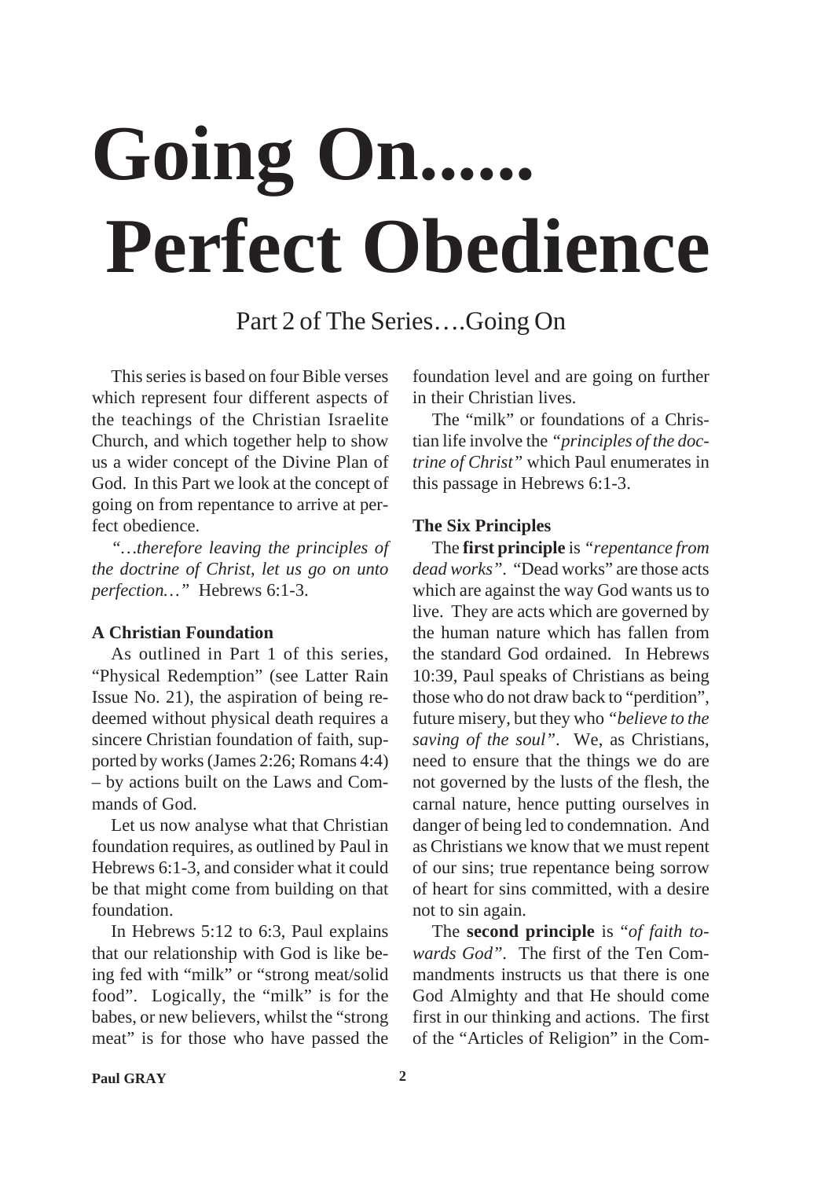# Going On...... Perfect Obedience

Part 2 of The Series….Going On

This series is based on four Bible verses which represent four different aspects of the teachings of the Christian Israelite Church, and which together help to show us a wider concept of the Divine Plan of God. In this Part we look at the concept of going on from repentance to arrive at perfect obedience.

*"…therefore leaving the principles of the doctrine of Christ, let us go on unto perfection…"* Hebrews 6:1-3.

**A Christian Foundation**

As outlined in Part 1 of this series, "Physical Redemption" (see Latter Rain Issue No. 21), the aspiration of being redeemed without physical death requires a sincere Christian foundation of faith, supported by works (James 2:26; Romans 4:4) – by actions built on the Laws and Commands of God.

Let us now analyse what that Christian foundation requires, as outlined by Paul in Hebrews 6:1-3, and consider what it could be that might come from building on that foundation.

In Hebrews 5:12 to 6:3, Paul explains that our relationship with God is like being fed with "milk" or "strong meat/solid food". Logically, the "milk" is for the babes, or new believers, whilst the "strong meat" is for those who have passed the foundation level and are going on further in their Christian lives.

The "milk" or foundations of a Christian life involve the *"principles of the doctrine of Christ"* which Paul enumerates in this passage in Hebrews 6:1-3.

**The Six Principles**

The **first principle** is *"repentance from dead works"*. "Dead works" are those acts which are against the way God wants us to live. They are acts which are governed by the human nature which has fallen from the standard God ordained. In Hebrews 10:39, Paul speaks of Christians as being those who do not draw back to "perdition", future misery, but they who *"believe to the saving of the soul"*. We, as Christians, need to ensure that the things we do are not governed by the lusts of the flesh, the carnal nature, hence putting ourselves in danger of being led to condemnation. And as Christians we know that we must repent of our sins; true repentance being sorrow of heart for sins committed, with a desire not to sin again.

The **second principle** is "*of faith towards God"*. The first of the Ten Commandments instructs us that there is one God Almighty and that He should come first in our thinking and actions. The first of the "Articles of Religion" in the Com-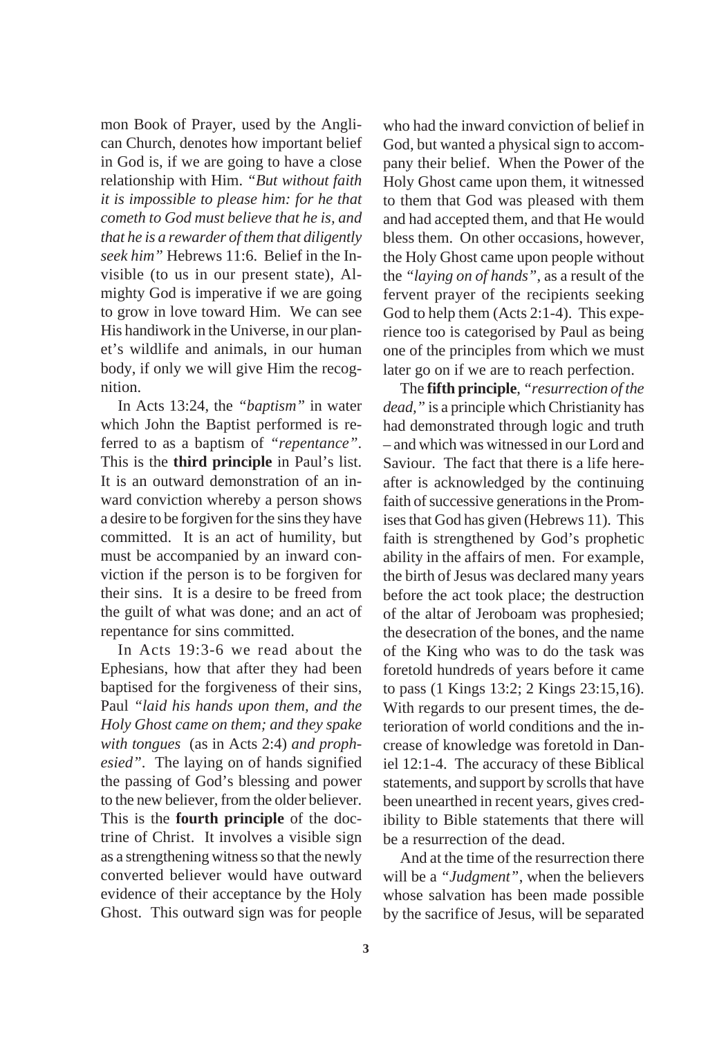mon Book of Prayer, used by the Anglican Church, denotes how important belief in God is, if we are going to have a close relationship with Him. *"But without faith it is impossible to please him: for he that cometh to God must believe that he is, and that he is a rewarder of them that diligently seek him"* Hebrews 11:6. Belief in the Invisible (to us in our present state), Almighty God is imperative if we are going to grow in love toward Him. We can see His handiwork in the Universe, in our planet's wildlife and animals, in our human body, if only we will give Him the recognition.

In Acts 13:24, the *"baptism"* in water which John the Baptist performed is referred to as a baptism of *"repentance"*. This is the **third principle** in Paul's list. It is an outward demonstration of an inward conviction whereby a person shows a desire to be forgiven for the sins they have committed. It is an act of humility, but must be accompanied by an inward conviction if the person is to be forgiven for their sins. It is a desire to be freed from the guilt of what was done; and an act of repentance for sins committed.

In Acts 19:3-6 we read about the Ephesians, how that after they had been baptised for the forgiveness of their sins, Paul *"laid his hands upon them, and the Holy Ghost came on them; and they spake with tongues* (as in Acts 2:4) *and prophesied"*. The laying on of hands signified the passing of God's blessing and power to the new believer, from the older believer. This is the **fourth principle** of the doctrine of Christ. It involves a visible sign as a strengthening witness so that the newly converted believer would have outward evidence of their acceptance by the Holy Ghost. This outward sign was for people who had the inward conviction of belief in God, but wanted a physical sign to accompany their belief. When the Power of the Holy Ghost came upon them, it witnessed to them that God was pleased with them and had accepted them, and that He would bless them. On other occasions, however, the Holy Ghost came upon people without the *"laying on of hands"*, as a result of the fervent prayer of the recipients seeking God to help them (Acts 2:1-4). This experience too is categorised by Paul as being one of the principles from which we must later go on if we are to reach perfection.

The **fifth principle**, *"resurrection of the dead,"* is a principle which Christianity has had demonstrated through logic and truth – and which was witnessed in our Lord and Saviour. The fact that there is a life hereafter is acknowledged by the continuing faith of successive generations in the Promises that God has given (Hebrews 11). This faith is strengthened by God's prophetic ability in the affairs of men. For example, the birth of Jesus was declared many years before the act took place; the destruction of the altar of Jeroboam was prophesied; the desecration of the bones, and the name of the King who was to do the task was foretold hundreds of years before it came to pass (1 Kings 13:2; 2 Kings 23:15,16). With regards to our present times, the deterioration of world conditions and the increase of knowledge was foretold in Daniel 12:1-4. The accuracy of these Biblical statements, and support by scrolls that have been unearthed in recent years, gives credibility to Bible statements that there will be a resurrection of the dead.

And at the time of the resurrection there will be a *"Judgment"*, when the believers whose salvation has been made possible by the sacrifice of Jesus, will be separated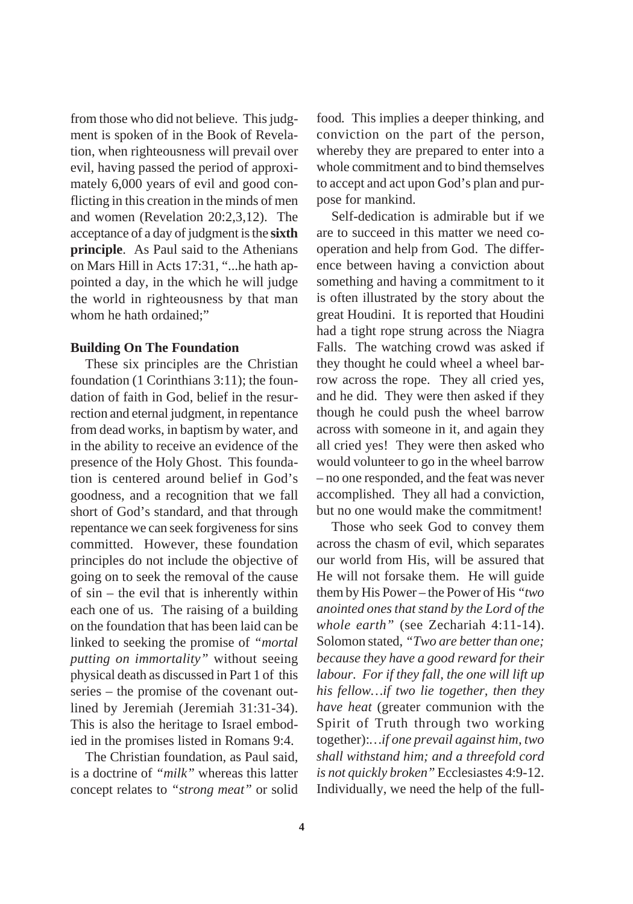from those who did not believe. This judgment is spoken of in the Book of Revelation, when righteousness will prevail over evil, having passed the period of approximately 6,000 years of evil and good conflicting in this creation in the minds of men and women (Revelation 20:2,3,12). The acceptance of a day of judgment is the **sixth principle**. As Paul said to the Athenians on Mars Hill in Acts 17:31, "...he hath appointed a day, in the which he will judge the world in righteousness by that man whom he hath ordained;"

**Building On The Foundation**

These six principles are the Christian foundation (1 Corinthians 3:11); the foundation of faith in God, belief in the resurrection and eternal judgment, in repentance from dead works, in baptism by water, and in the ability to receive an evidence of the presence of the Holy Ghost. This foundation is centered around belief in God's goodness, and a recognition that we fall short of God's standard, and that through repentance we can seek forgiveness for sins committed. However, these foundation principles do not include the objective of going on to seek the removal of the cause of sin – the evil that is inherently within each one of us. The raising of a building on the foundation that has been laid can be linked to seeking the promise of *"mortal putting on immortality"* without seeing physical death as discussed in Part 1 of this series – the promise of the covenant outlined by Jeremiah (Jeremiah 31:31-34). This is also the heritage to Israel embodied in the promises listed in Romans 9:4.

The Christian foundation, as Paul said, is a doctrine of *"milk"* whereas this latter concept relates to *"strong meat"* or solid food. This implies a deeper thinking, and conviction on the part of the person, whereby they are prepared to enter into a whole commitment and to bind themselves to accept and act upon God's plan and purpose for mankind.

Self-dedication is admirable but if we are to succeed in this matter we need cooperation and help from God. The difference between having a conviction about something and having a commitment to it is often illustrated by the story about the great Houdini. It is reported that Houdini had a tight rope strung across the Niagra Falls. The watching crowd was asked if they thought he could wheel a wheel barrow across the rope. They all cried yes, and he did. They were then asked if they though he could push the wheel barrow across with someone in it, and again they all cried yes! They were then asked who would volunteer to go in the wheel barrow – no one responded, and the feat was never accomplished. They all had a conviction, but no one would make the commitment!

Those who seek God to convey them across the chasm of evil, which separates our world from His, will be assured that He will not forsake them. He will guide them by His Power – the Power of His *"two anointed ones that stand by the Lord of the whole earth"* (see Zechariah 4:11-14). Solomon stated, *"Two are better than one; because they have a good reward for their labour. For if they fall, the one will lift up his fellow…if two lie together, then they have heat* (greater communion with the Spirit of Truth through two working together):*…if one prevail against him, two shall withstand him; and a threefold cord is not quickly broken"* Ecclesiastes 4:9-12. Individually, we need the help of the full-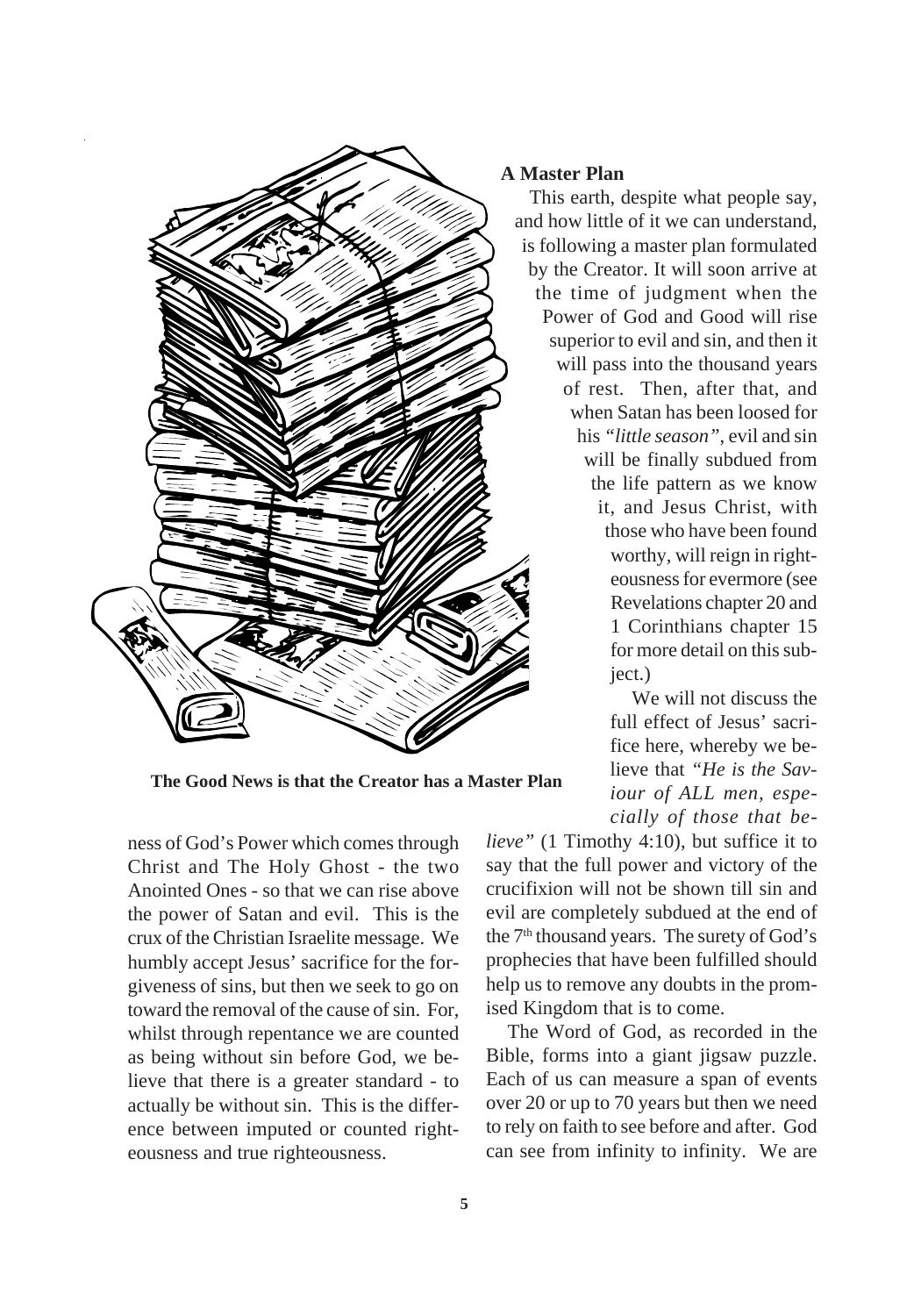## A Master Plan

This earth, despite what people say, and how little of it we can understand, is following a master plan formulated by the Creator. It will soon arrive at the time of judgment when the Power of God and Good will rise superior to evil and sin, and then it will pass into the thousand years of rest. Then, after that, and when Satan has been loosed for his *"little season"*, evil and sin will be finally subdued from the life pattern as we know it, and Jesus Christ, with those who have been found worthy, will reign in righteousness for evermore (see Revelations chapter 20 and 1 Corinthians chapter 15 for more detail on this subject.)

We will not discuss the full effect of Jesus' sacrifice here, whereby we believe that *"He is the Saviour of ALL men, especially of those that believe"* (1 Timothy 4:10), but suffice it to say that the full power and victory of the crucifixion will not be shown till sin and evil are completely subdued at the end of the 7th thousand years. The surety of God's prophecies that have been fulfilled should help us to remove any doubts in the promised Kingdom that is to come.

The Word of God, as recorded in the Bible, forms into a giant jigsaw puzzle. Each of us can measure a span of events over 20 or up to 70 years but then we need to rely on faith to see before and after. God can see from infinity to infinity. We are

**The Good News is that the Creator has a Master Plan**

ness of God's Power which comes through Christ and The Holy Ghost - the two Anointed Ones - so that we can rise above the power of Satan and evil. This is the crux of the Christian Israelite message. We humbly accept Jesus' sacrifice for the forgiveness of sins, but then we seek to go on toward the removal of the cause of sin. For, whilst through repentance we are counted as being without sin before God, we believe that there is a greater standard - to actually be without sin. This is the difference between imputed or counted righteousness and true righteousness.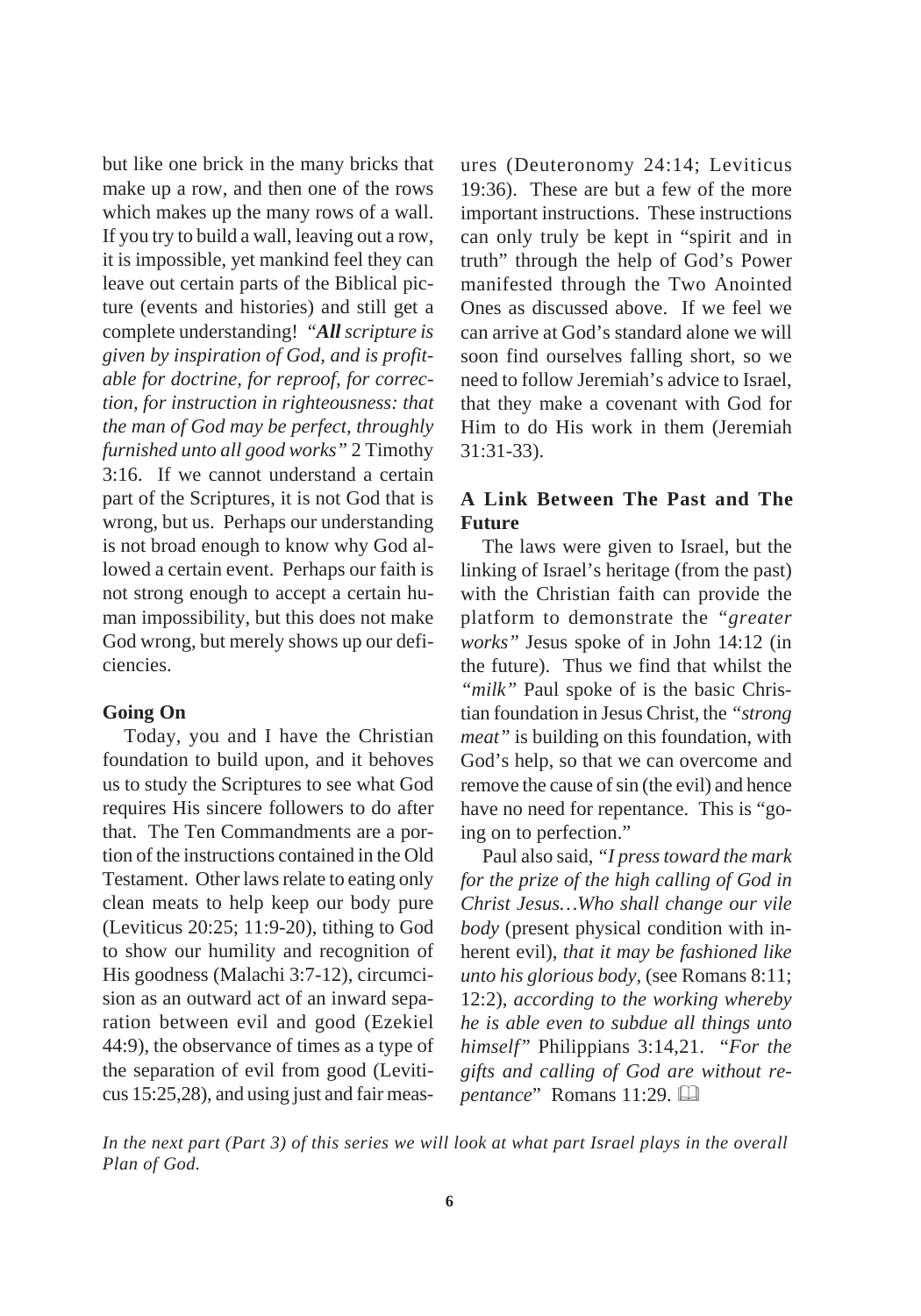but like one brick in the many bricks that make up a row, and then one of the rows which makes up the many rows of a wall. If you try to build a wall, leaving out a row, it is impossible, yet mankind feel they can leave out certain parts of the Biblical picture (events and histories) and still get a complete understanding! *"**All** scripture is given by inspiration of God, and is profitable for doctrine, for reproof, for correction, for instruction in righteousness: that the man of God may be perfect, throughly furnished unto all good works"* 2 Timothy 3:16. If we cannot understand a certain part of the Scriptures, it is not God that is wrong, but us. Perhaps our understanding is not broad enough to know why God allowed a certain event. Perhaps our faith is not strong enough to accept a certain human impossibility, but this does not make God wrong, but merely shows up our deficiencies.

**Going On**

Today, you and I have the Christian foundation to build upon, and it behoves us to study the Scriptures to see what God requires His sincere followers to do after that. The Ten Commandments are a portion of the instructions contained in the Old Testament. Other laws relate to eating only clean meats to help keep our body pure (Leviticus 20:25; 11:9-20), tithing to God to show our humility and recognition of His goodness (Malachi 3:7-12), circumcision as an outward act of an inward separation between evil and good (Ezekiel 44:9), the observance of times as a type of the separation of evil from good (Leviticus 15:25,28), and using just and fair measures (Deuteronomy 24:14; Leviticus 19:36). These are but a few of the more important instructions. These instructions can only truly be kept in "spirit and in truth" through the help of God's Power manifested through the Two Anointed Ones as discussed above. If we feel we can arrive at God's standard alone we will soon find ourselves falling short, so we need to follow Jeremiah's advice to Israel, that they make a covenant with God for Him to do His work in them (Jeremiah 31:31-33).

**A Link Between The Past and The Future**

The laws were given to Israel, but the linking of Israel's heritage (from the past) with the Christian faith can provide the platform to demonstrate the *"greater works"* Jesus spoke of in John 14:12 (in the future). Thus we find that whilst the *"milk"* Paul spoke of is the basic Christian foundation in Jesus Christ, the *"strong meat"* is building on this foundation, with God's help, so that we can overcome and remove the cause of sin (the evil) and hence have no need for repentance. This is "going on to perfection."

Paul also said, *"I press toward the mark for the prize of the high calling of God in Christ Jesus…Who shall change our vile body* (present physical condition with inherent evil), *that it may be fashioned like unto his glorious body,* (see Romans 8:11; 12:2), *according to the working whereby he is able even to subdue all things unto himself"* Philippians 3:14,21. *"For the gifts and calling of God are without repentance"* Romans 11:29.

*In the next part (Part 3) of this series we will look at what part Israel plays in the overall Plan of God.*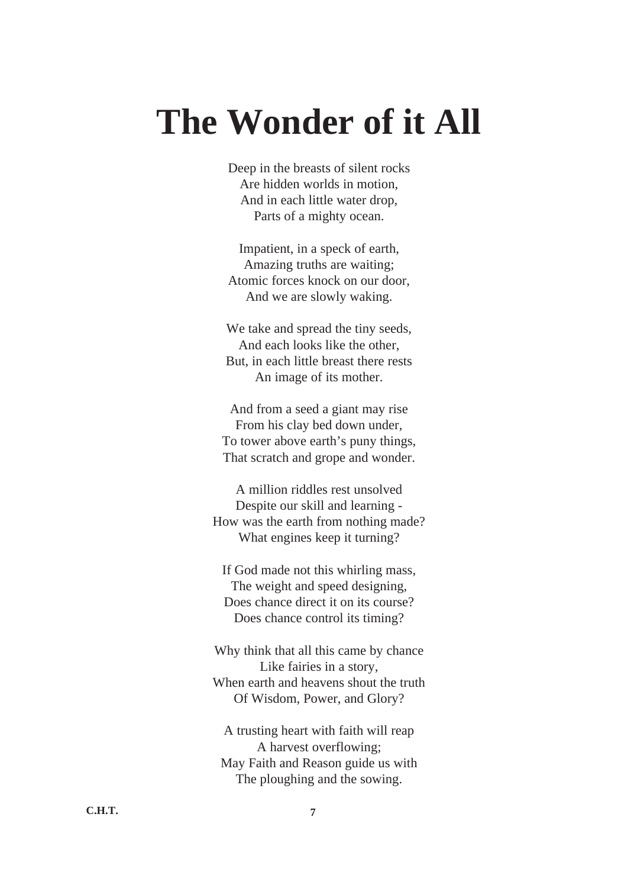# The Wonder of it All

Deep in the breasts of silent rocks  
Are hidden worlds in motion,  
And in each little water drop,  
Parts of a mighty ocean.

Impatient, in a speck of earth,  
Amazing truths are waiting;  
Atomic forces knock on our door,  
And we are slowly waking.

We take and spread the tiny seeds,  
And each looks like the other,  
But, in each little breast there rests  
An image of its mother.

And from a seed a giant may rise  
From his clay bed down under,  
To tower above earth's puny things,  
That scratch and grope and wonder.

A million riddles rest unsolved  
Despite our skill and learning -  
How was the earth from nothing made?  
What engines keep it turning?

If God made not this whirling mass,  
The weight and speed designing,  
Does chance direct it on its course?  
Does chance control its timing?

Why think that all this came by chance  
Like fairies in a story,  
When earth and heavens shout the truth  
Of Wisdom, Power, and Glory?

A trusting heart with faith will reap  
A harvest overflowing;  
May Faith and Reason guide us with  
The ploughing and the sowing.

**C.H.T.**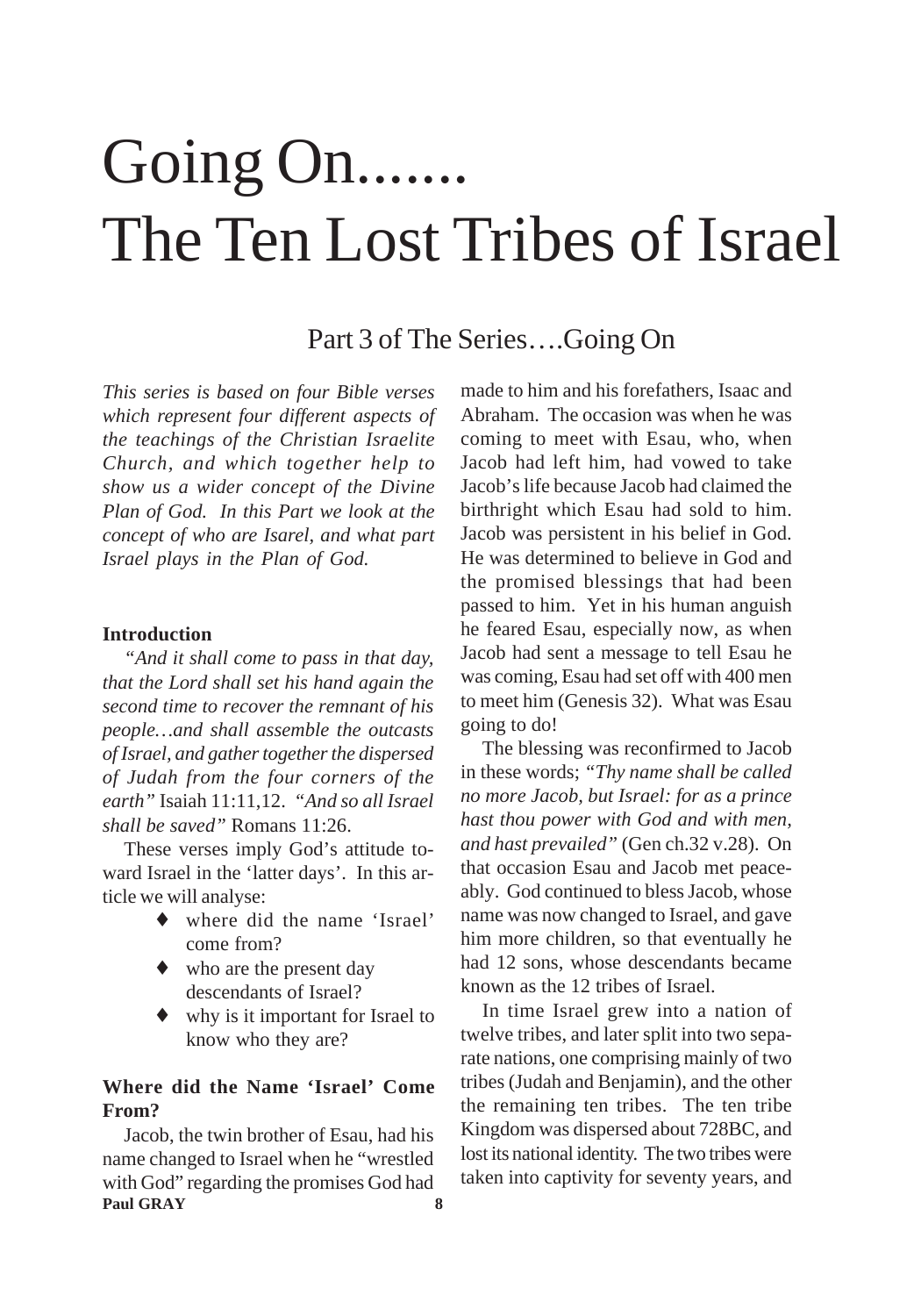# Going On.......
# The Ten Lost Tribes of Israel

## Part 3 of The Series….Going On

*This series is based on four Bible verses which represent four different aspects of the teachings of the Christian Israelite Church, and which together help to show us a wider concept of the Divine Plan of God. In this Part we look at the concept of who are Isarel, and what part Israel plays in the Plan of God.*

**Introduction**

*"And it shall come to pass in that day, that the Lord shall set his hand again the second time to recover the remnant of his people…and shall assemble the outcasts of Israel, and gather together the dispersed of Judah from the four corners of the earth"* Isaiah 11:11,12. *"And so all Israel shall be saved"* Romans 11:26.

These verses imply God's attitude toward Israel in the 'latter days'. In this article we will analyse:

- where did the name 'Israel' come from?
- who are the present day descendants of Israel?
- why is it important for Israel to know who they are?

**Where did the Name 'Israel' Come From?**

Jacob, the twin brother of Esau, had his name changed to Israel when he "wrestled with God" regarding the promises God had made to him and his forefathers, Isaac and Abraham. The occasion was when he was coming to meet with Esau, who, when Jacob had left him, had vowed to take Jacob's life because Jacob had claimed the birthright which Esau had sold to him. Jacob was persistent in his belief in God. He was determined to believe in God and the promised blessings that had been passed to him. Yet in his human anguish he feared Esau, especially now, as when Jacob had sent a message to tell Esau he was coming, Esau had set off with 400 men to meet him (Genesis 32). What was Esau going to do!

The blessing was reconfirmed to Jacob in these words; *"Thy name shall be called no more Jacob, but Israel: for as a prince hast thou power with God and with men, and hast prevailed"* (Gen ch.32 v.28). On that occasion Esau and Jacob met peaceably. God continued to bless Jacob, whose name was now changed to Israel, and gave him more children, so that eventually he had 12 sons, whose descendants became known as the 12 tribes of Israel.

In time Israel grew into a nation of twelve tribes, and later split into two separate nations, one comprising mainly of two tribes (Judah and Benjamin), and the other the remaining ten tribes. The ten tribe Kingdom was dispersed about 728BC, and lost its national identity. The two tribes were taken into captivity for seventy years, and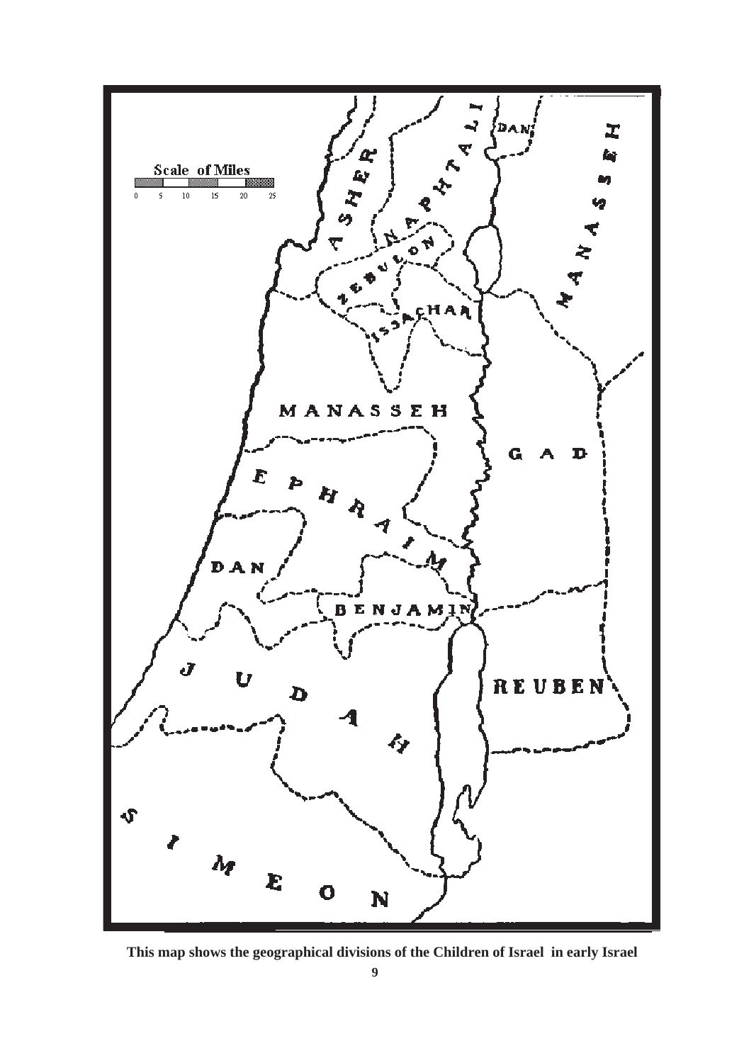This map shows the geographical divisions of the Children of Israel in early Israel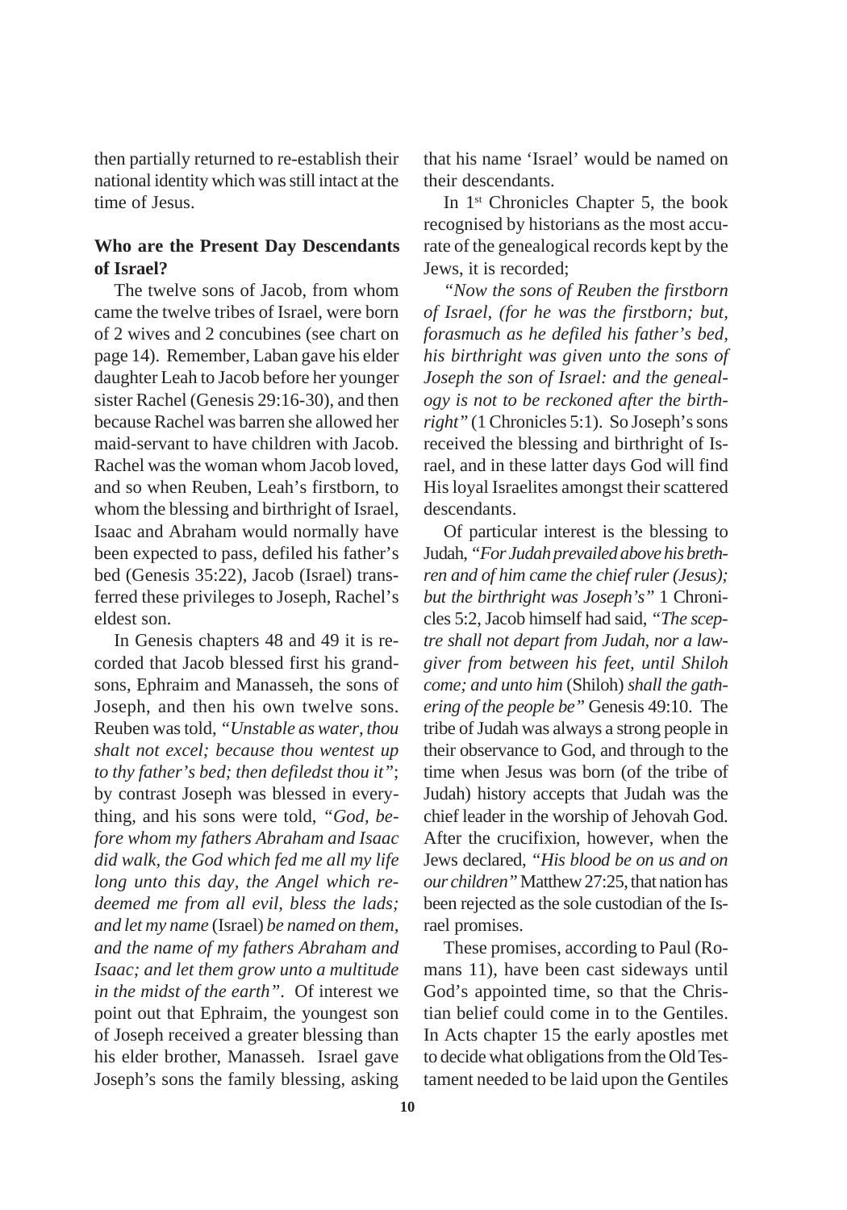then partially returned to re-establish their national identity which was still intact at the time of Jesus.

**Who are the Present Day Descendants of Israel?**

The twelve sons of Jacob, from whom came the twelve tribes of Israel, were born of 2 wives and 2 concubines (see chart on page 14). Remember, Laban gave his elder daughter Leah to Jacob before her younger sister Rachel (Genesis 29:16-30), and then because Rachel was barren she allowed her maid-servant to have children with Jacob. Rachel was the woman whom Jacob loved, and so when Reuben, Leah's firstborn, to whom the blessing and birthright of Israel, Isaac and Abraham would normally have been expected to pass, defiled his father's bed (Genesis 35:22), Jacob (Israel) transferred these privileges to Joseph, Rachel's eldest son.

In Genesis chapters 48 and 49 it is recorded that Jacob blessed first his grandsons, Ephraim and Manasseh, the sons of Joseph, and then his own twelve sons. Reuben was told, *"Unstable as water, thou shalt not excel; because thou wentest up to thy father's bed; then defiledst thou it"*; by contrast Joseph was blessed in everything, and his sons were told, *"God, before whom my fathers Abraham and Isaac did walk, the God which fed me all my life long unto this day, the Angel which redeemed me from all evil, bless the lads; and let my name* (Israel) *be named on them, and the name of my fathers Abraham and Isaac; and let them grow unto a multitude in the midst of the earth"*. Of interest we point out that Ephraim, the youngest son of Joseph received a greater blessing than his elder brother, Manasseh. Israel gave Joseph's sons the family blessing, asking that his name 'Israel' would be named on their descendants.

In 1st Chronicles Chapter 5, the book recognised by historians as the most accurate of the genealogical records kept by the Jews, it is recorded;

*"Now the sons of Reuben the firstborn of Israel, (for he was the firstborn; but, forasmuch as he defiled his father's bed, his birthright was given unto the sons of Joseph the son of Israel: and the genealogy is not to be reckoned after the birthright"* (1 Chronicles 5:1). So Joseph's sons received the blessing and birthright of Israel, and in these latter days God will find His loyal Israelites amongst their scattered descendants.

Of particular interest is the blessing to Judah, *"For Judah prevailed above his brethren and of him came the chief ruler (Jesus); but the birthright was Joseph's"* 1 Chronicles 5:2, Jacob himself had said, *"The sceptre shall not depart from Judah, nor a lawgiver from between his feet, until Shiloh come; and unto him* (Shiloh) *shall the gathering of the people be"* Genesis 49:10. The tribe of Judah was always a strong people in their observance to God, and through to the time when Jesus was born (of the tribe of Judah) history accepts that Judah was the chief leader in the worship of Jehovah God. After the crucifixion, however, when the Jews declared, *"His blood be on us and on our children"* Matthew 27:25, that nation has been rejected as the sole custodian of the Israel promises.

These promises, according to Paul (Romans 11), have been cast sideways until God's appointed time, so that the Christian belief could come in to the Gentiles. In Acts chapter 15 the early apostles met to decide what obligations from the Old Testament needed to be laid upon the Gentiles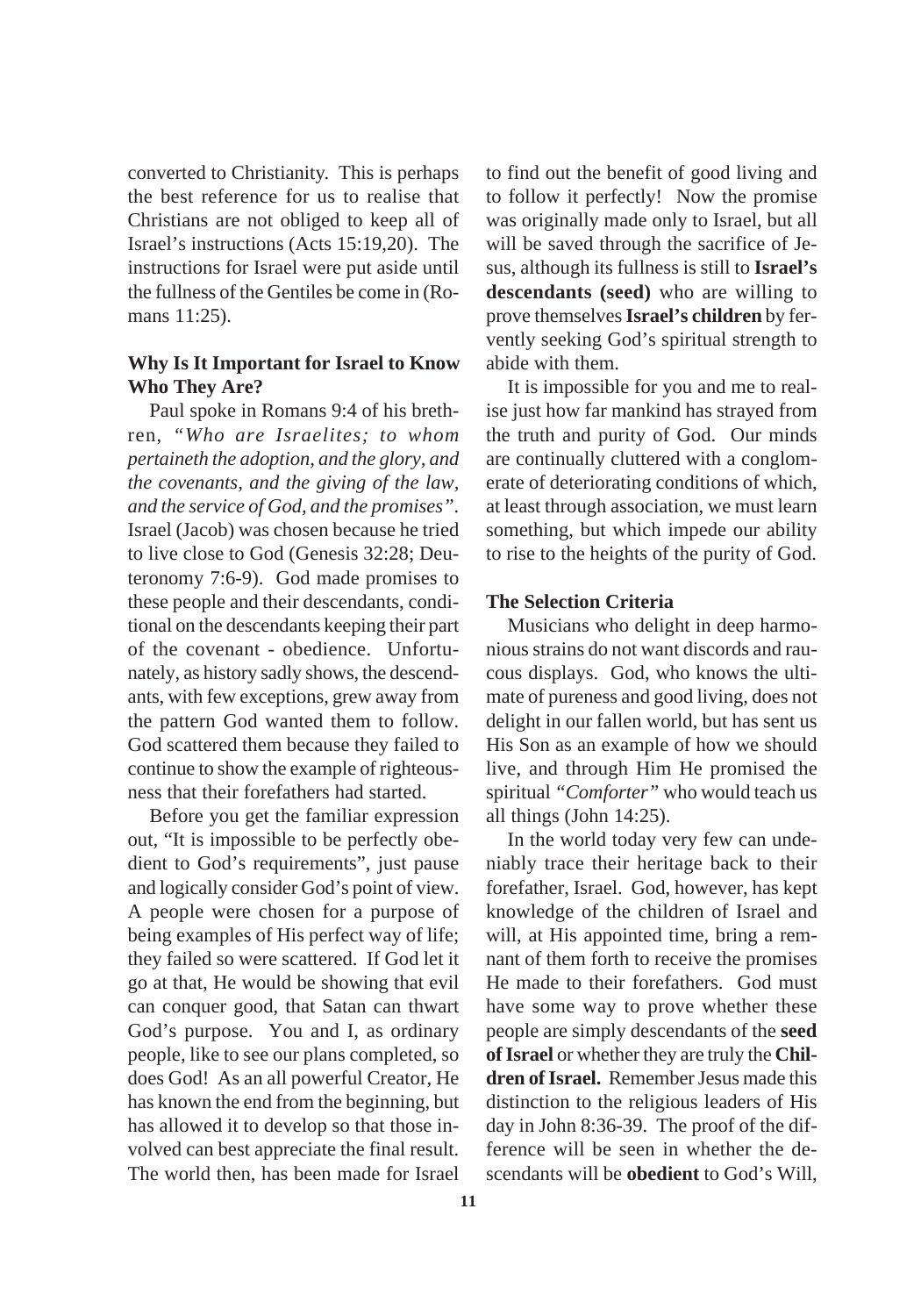converted to Christianity. This is perhaps the best reference for us to realise that Christians are not obliged to keep all of Israel's instructions (Acts 15:19,20). The instructions for Israel were put aside until the fullness of the Gentiles be come in (Romans 11:25).

## Why Is It Important for Israel to Know Who They Are?

Paul spoke in Romans 9:4 of his brethren, *"Who are Israelites; to whom pertaineth the adoption, and the glory, and the covenants, and the giving of the law, and the service of God, and the promises"*. Israel (Jacob) was chosen because he tried to live close to God (Genesis 32:28; Deuteronomy 7:6-9). God made promises to these people and their descendants, conditional on the descendants keeping their part of the covenant - obedience. Unfortunately, as history sadly shows, the descendants, with few exceptions, grew away from the pattern God wanted them to follow. God scattered them because they failed to continue to show the example of righteousness that their forefathers had started.

Before you get the familiar expression out, "It is impossible to be perfectly obedient to God's requirements", just pause and logically consider God's point of view. A people were chosen for a purpose of being examples of His perfect way of life; they failed so were scattered. If God let it go at that, He would be showing that evil can conquer good, that Satan can thwart God's purpose. You and I, as ordinary people, like to see our plans completed, so does God! As an all powerful Creator, He has known the end from the beginning, but has allowed it to develop so that those involved can best appreciate the final result. The world then, has been made for Israel to find out the benefit of good living and to follow it perfectly! Now the promise was originally made only to Israel, but all will be saved through the sacrifice of Jesus, although its fullness is still to **Israel's descendants (seed)** who are willing to prove themselves **Israel's children** by fervently seeking God's spiritual strength to abide with them.

It is impossible for you and me to realise just how far mankind has strayed from the truth and purity of God. Our minds are continually cluttered with a conglomerate of deteriorating conditions of which, at least through association, we must learn something, but which impede our ability to rise to the heights of the purity of God.

## The Selection Criteria

Musicians who delight in deep harmonious strains do not want discords and raucous displays. God, who knows the ultimate of pureness and good living, does not delight in our fallen world, but has sent us His Son as an example of how we should live, and through Him He promised the spiritual *"Comforter"* who would teach us all things (John 14:25).

In the world today very few can undeniably trace their heritage back to their forefather, Israel. God, however, has kept knowledge of the children of Israel and will, at His appointed time, bring a remnant of them forth to receive the promises He made to their forefathers. God must have some way to prove whether these people are simply descendants of the **seed of Israel** or whether they are truly the **Children of Israel.** Remember Jesus made this distinction to the religious leaders of His day in John 8:36-39. The proof of the difference will be seen in whether the descendants will be **obedient** to God's Will,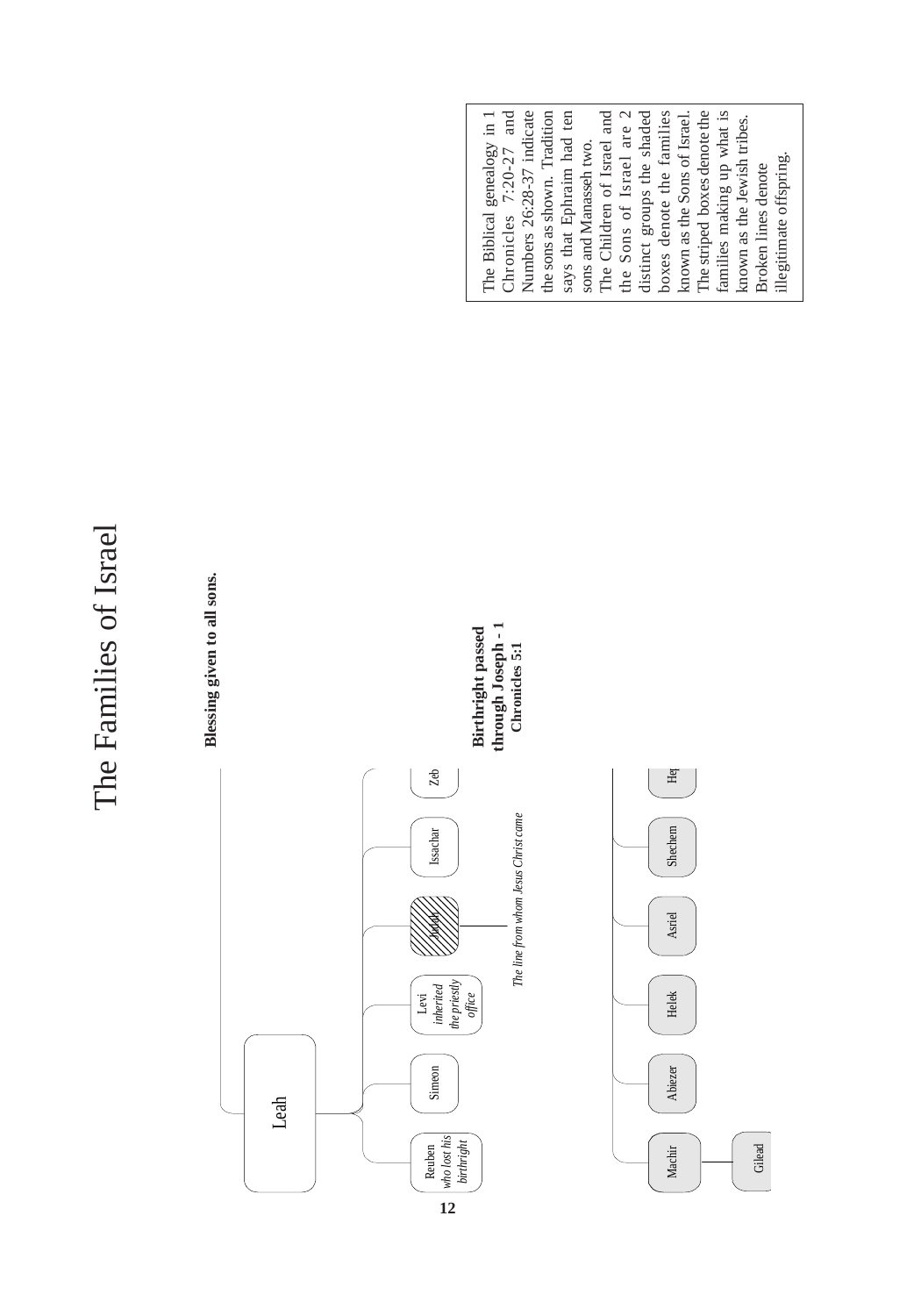# The Families of Israel

**Blessing given to all sons.**

Leah

Reuben *who lost his birthright*

Simeon

Levi *inherited the priestly office*

Judah

Issachar

Zeb

*The line from whom Jesus Christ came*

**Birthright passed through Joseph - 1 Chronicles 5:1**

Machir

Gilead

Abiezer

Helek

Asriel

Shechem

Hep

The Biblical genealogy in 1 Chronicles 7:20-27 and Numbers 26:28-37 indicate the sons as shown. Tradition says that Ephraim had ten sons and Manasseh two.

The Children of Israel and the Sons of Israel are 2 distinct groups the shaded boxes denote the families known as the Sons of Israel. The striped boxes denote the families making up what is known as the Jewish tribes.

Broken lines denote illegitimate offspring.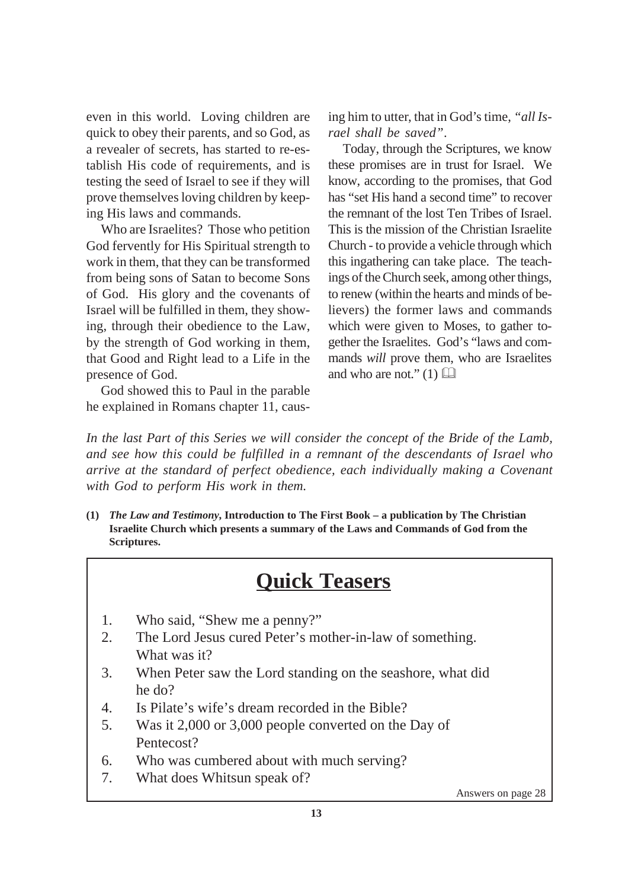even in this world. Loving children are quick to obey their parents, and so God, as a revealer of secrets, has started to re-establish His code of requirements, and is testing the seed of Israel to see if they will prove themselves loving children by keeping His laws and commands.

Who are Israelites? Those who petition God fervently for His Spiritual strength to work in them, that they can be transformed from being sons of Satan to become Sons of God. His glory and the covenants of Israel will be fulfilled in them, they showing, through their obedience to the Law, by the strength of God working in them, that Good and Right lead to a Life in the presence of God.

God showed this to Paul in the parable he explained in Romans chapter 11, causing him to utter, that in God's time, *"all Israel shall be saved"*.

Today, through the Scriptures, we know these promises are in trust for Israel. We know, according to the promises, that God has "set His hand a second time" to recover the remnant of the lost Ten Tribes of Israel. This is the mission of the Christian Israelite Church - to provide a vehicle through which this ingathering can take place. The teachings of the Church seek, among other things, to renew (within the hearts and minds of believers) the former laws and commands which were given to Moses, to gather together the Israelites. God's "laws and commands *will* prove them, who are Israelites and who are not." (1) 🕮

*In the last Part of this Series we will consider the concept of the Bride of the Lamb, and see how this could be fulfilled in a remnant of the descendants of Israel who arrive at the standard of perfect obedience, each individually making a Covenant with God to perform His work in them.*

**(1)** ***The Law and Testimony*, Introduction to The First Book – a publication by The Christian Israelite Church which presents a summary of the Laws and Commands of God from the Scriptures.**

## Quick Teasers

1. Who said, "Shew me a penny?"
2. The Lord Jesus cured Peter's mother-in-law of something. What was it?
3. When Peter saw the Lord standing on the seashore, what did he do?
4. Is Pilate's wife's dream recorded in the Bible?
5. Was it 2,000 or 3,000 people converted on the Day of Pentecost?
6. Who was cumbered about with much serving?
7. What does Whitsun speak of?

Answers on page 28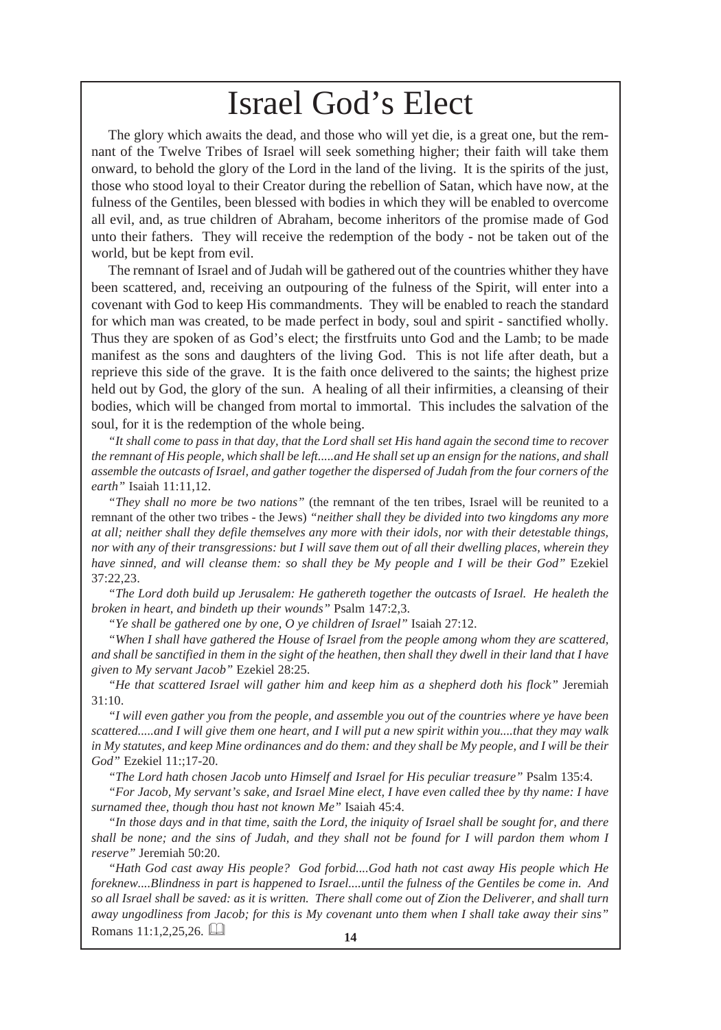# Israel God's Elect

The glory which awaits the dead, and those who will yet die, is a great one, but the remnant of the Twelve Tribes of Israel will seek something higher; their faith will take them onward, to behold the glory of the Lord in the land of the living. It is the spirits of the just, those who stood loyal to their Creator during the rebellion of Satan, which have now, at the fulness of the Gentiles, been blessed with bodies in which they will be enabled to overcome all evil, and, as true children of Abraham, become inheritors of the promise made of God unto their fathers. They will receive the redemption of the body - not be taken out of the world, but be kept from evil.

The remnant of Israel and of Judah will be gathered out of the countries whither they have been scattered, and, receiving an outpouring of the fulness of the Spirit, will enter into a covenant with God to keep His commandments. They will be enabled to reach the standard for which man was created, to be made perfect in body, soul and spirit - sanctified wholly. Thus they are spoken of as God's elect; the firstfruits unto God and the Lamb; to be made manifest as the sons and daughters of the living God. This is not life after death, but a reprieve this side of the grave. It is the faith once delivered to the saints; the highest prize held out by God, the glory of the sun. A healing of all their infirmities, a cleansing of their bodies, which will be changed from mortal to immortal. This includes the salvation of the soul, for it is the redemption of the whole being.

"*It shall come to pass in that day, that the Lord shall set His hand again the second time to recover the remnant of His people, which shall be left.....and He shall set up an ensign for the nations, and shall assemble the outcasts of Israel, and gather together the dispersed of Judah from the four corners of the earth"* Isaiah 11:11,12.

"*They shall no more be two nations"* (the remnant of the ten tribes, Israel will be reunited to a remnant of the other two tribes - the Jews) *"neither shall they be divided into two kingdoms any more at all; neither shall they defile themselves any more with their idols, nor with their detestable things, nor with any of their transgressions: but I will save them out of all their dwelling places, wherein they have sinned, and will cleanse them: so shall they be My people and I will be their God"* Ezekiel 37:22,23.

"*The Lord doth build up Jerusalem: He gathereth together the outcasts of Israel. He healeth the broken in heart, and bindeth up their wounds"* Psalm 147:2,3.

"*Ye shall be gathered one by one, O ye children of Israel"* Isaiah 27:12.

"*When I shall have gathered the House of Israel from the people among whom they are scattered, and shall be sanctified in them in the sight of the heathen, then shall they dwell in their land that I have given to My servant Jacob"* Ezekiel 28:25.

"*He that scattered Israel will gather him and keep him as a shepherd doth his flock"* Jeremiah 31:10.

"*I will even gather you from the people, and assemble you out of the countries where ye have been scattered.....and I will give them one heart, and I will put a new spirit within you....that they may walk in My statutes, and keep Mine ordinances and do them: and they shall be My people, and I will be their God"* Ezekiel 11:;17-20.

"*The Lord hath chosen Jacob unto Himself and Israel for His peculiar treasure"* Psalm 135:4.

"*For Jacob, My servant's sake, and Israel Mine elect, I have even called thee by thy name: I have surnamed thee, though thou hast not known Me"* Isaiah 45:4.

"*In those days and in that time, saith the Lord, the iniquity of Israel shall be sought for, and there shall be none; and the sins of Judah, and they shall not be found for I will pardon them whom I reserve"* Jeremiah 50:20.

"*Hath God cast away His people? God forbid....God hath not cast away His people which He foreknew....Blindness in part is happened to Israel....until the fulness of the Gentiles be come in. And so all Israel shall be saved: as it is written. There shall come out of Zion the Deliverer, and shall turn away ungodliness from Jacob; for this is My covenant unto them when I shall take away their sins"* Romans 11:1,2,25,26.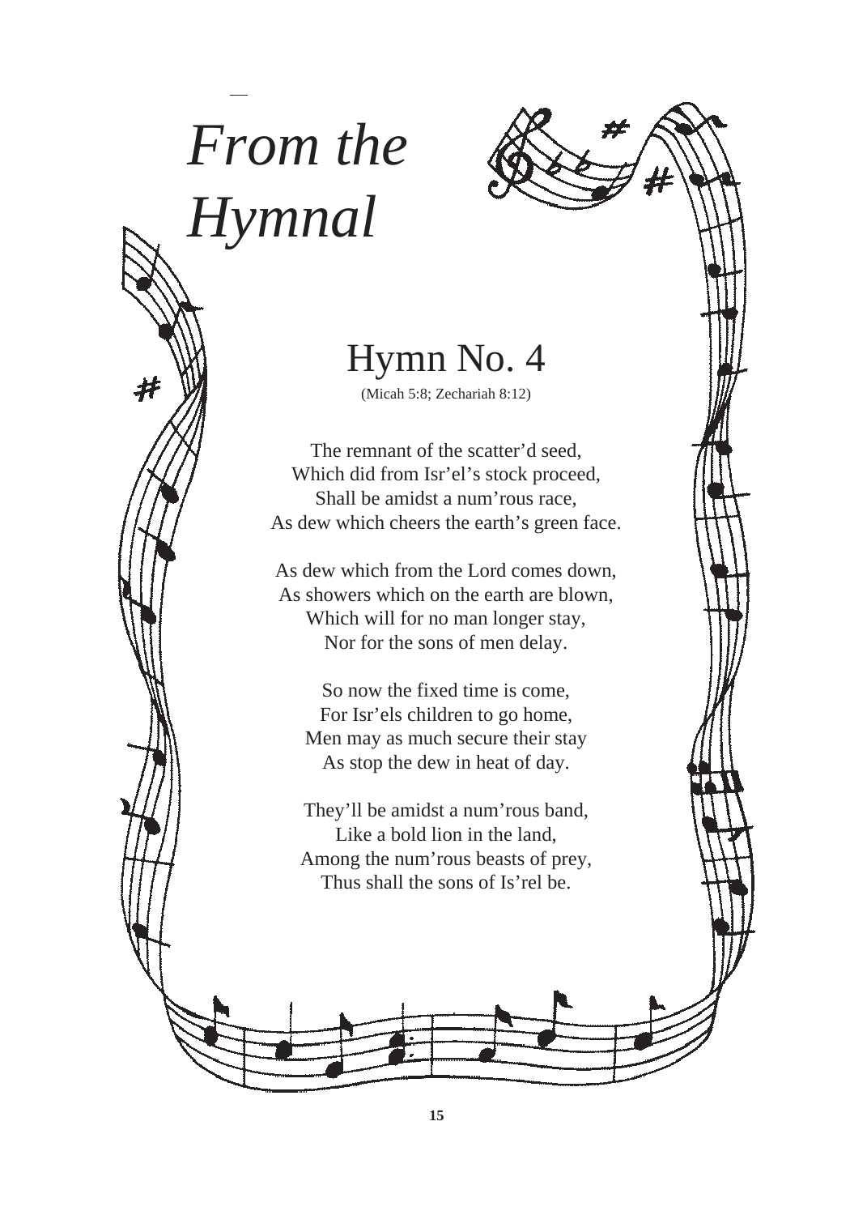# *From the Hymnal*

## Hymn No. 4

(Micah 5:8; Zechariah 8:12)

The remnant of the scatter'd seed,
Which did from Isr'el's stock proceed,
Shall be amidst a num'rous race,
As dew which cheers the earth's green face.

As dew which from the Lord comes down,
As showers which on the earth are blown,
Which will for no man longer stay,
Nor for the sons of men delay.

So now the fixed time is come,
For Isr'els children to go home,
Men may as much secure their stay
As stop the dew in heat of day.

They'll be amidst a num'rous band,
Like a bold lion in the land,
Among the num'rous beasts of prey,
Thus shall the sons of Is'rel be.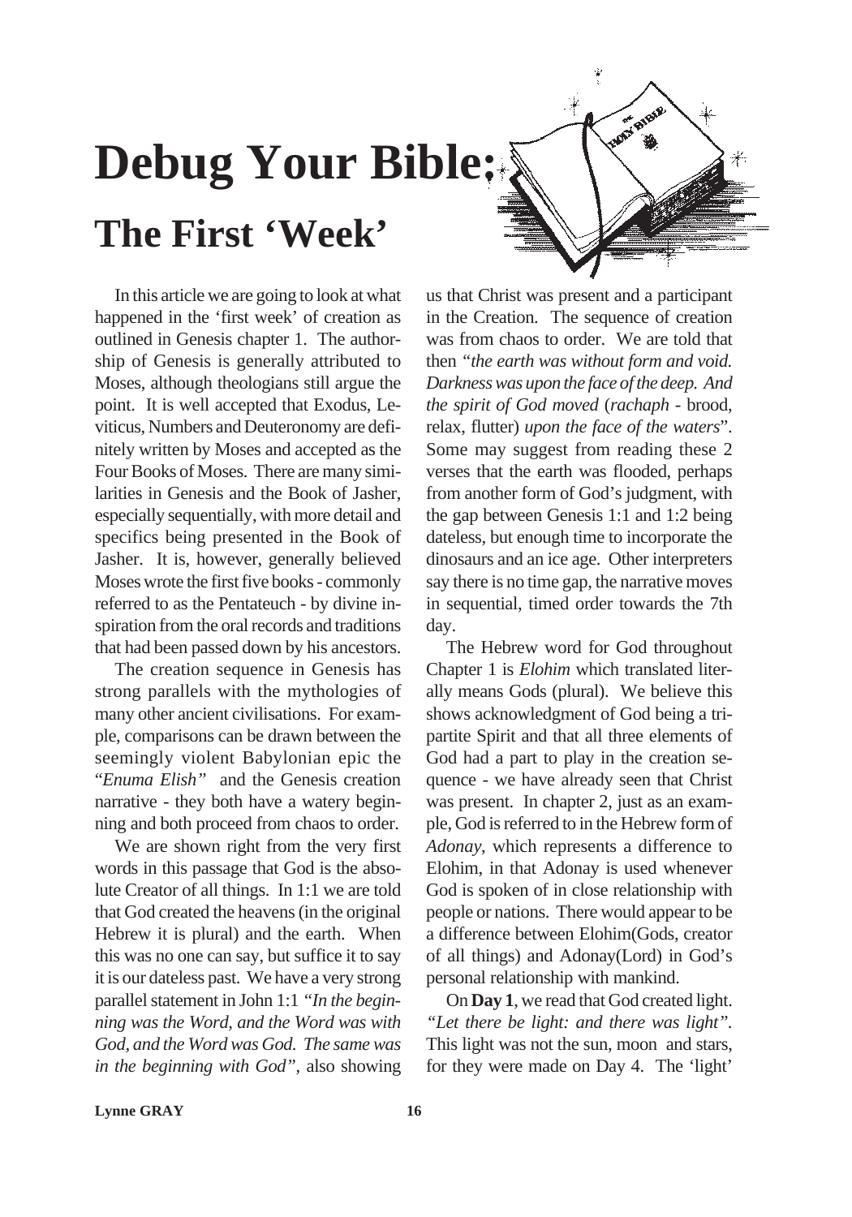# Debug Your Bible:

## The First 'Week'

In this article we are going to look at what happened in the 'first week' of creation as outlined in Genesis chapter 1. The authorship of Genesis is generally attributed to Moses, although theologians still argue the point. It is well accepted that Exodus, Leviticus, Numbers and Deuteronomy are definitely written by Moses and accepted as the Four Books of Moses. There are many similarities in Genesis and the Book of Jasher, especially sequentially, with more detail and specifics being presented in the Book of Jasher. It is, however, generally believed Moses wrote the first five books - commonly referred to as the Pentateuch - by divine inspiration from the oral records and traditions that had been passed down by his ancestors.

The creation sequence in Genesis has strong parallels with the mythologies of many other ancient civilisations. For example, comparisons can be drawn between the seemingly violent Babylonian epic the "*Enuma Elish"* and the Genesis creation narrative - they both have a watery beginning and both proceed from chaos to order.

We are shown right from the very first words in this passage that God is the absolute Creator of all things. In 1:1 we are told that God created the heavens (in the original Hebrew it is plural) and the earth. When this was no one can say, but suffice it to say it is our dateless past. We have a very strong parallel statement in John 1:1 *"In the beginning was the Word, and the Word was with God, and the Word was God. The same was in the beginning with God"*, also showing us that Christ was present and a participant in the Creation. The sequence of creation was from chaos to order. We are told that then *"the earth was without form and void. Darkness was upon the face of the deep. And the spirit of God moved* (*rachaph* - brood, relax, flutter) *upon the face of the waters*". Some may suggest from reading these 2 verses that the earth was flooded, perhaps from another form of God's judgment, with the gap between Genesis 1:1 and 1:2 being dateless, but enough time to incorporate the dinosaurs and an ice age. Other interpreters say there is no time gap, the narrative moves in sequential, timed order towards the 7th day.

The Hebrew word for God throughout Chapter 1 is *Elohim* which translated literally means Gods (plural). We believe this shows acknowledgment of God being a tripartite Spirit and that all three elements of God had a part to play in the creation sequence - we have already seen that Christ was present. In chapter 2, just as an example, God is referred to in the Hebrew form of *Adonay*, which represents a difference to Elohim, in that Adonay is used whenever God is spoken of in close relationship with people or nations. There would appear to be a difference between Elohim(Gods, creator of all things) and Adonay(Lord) in God's personal relationship with mankind.

On **Day 1**, we read that God created light. *"Let there be light: and there was light"*. This light was not the sun, moon and stars, for they were made on Day 4. The 'light'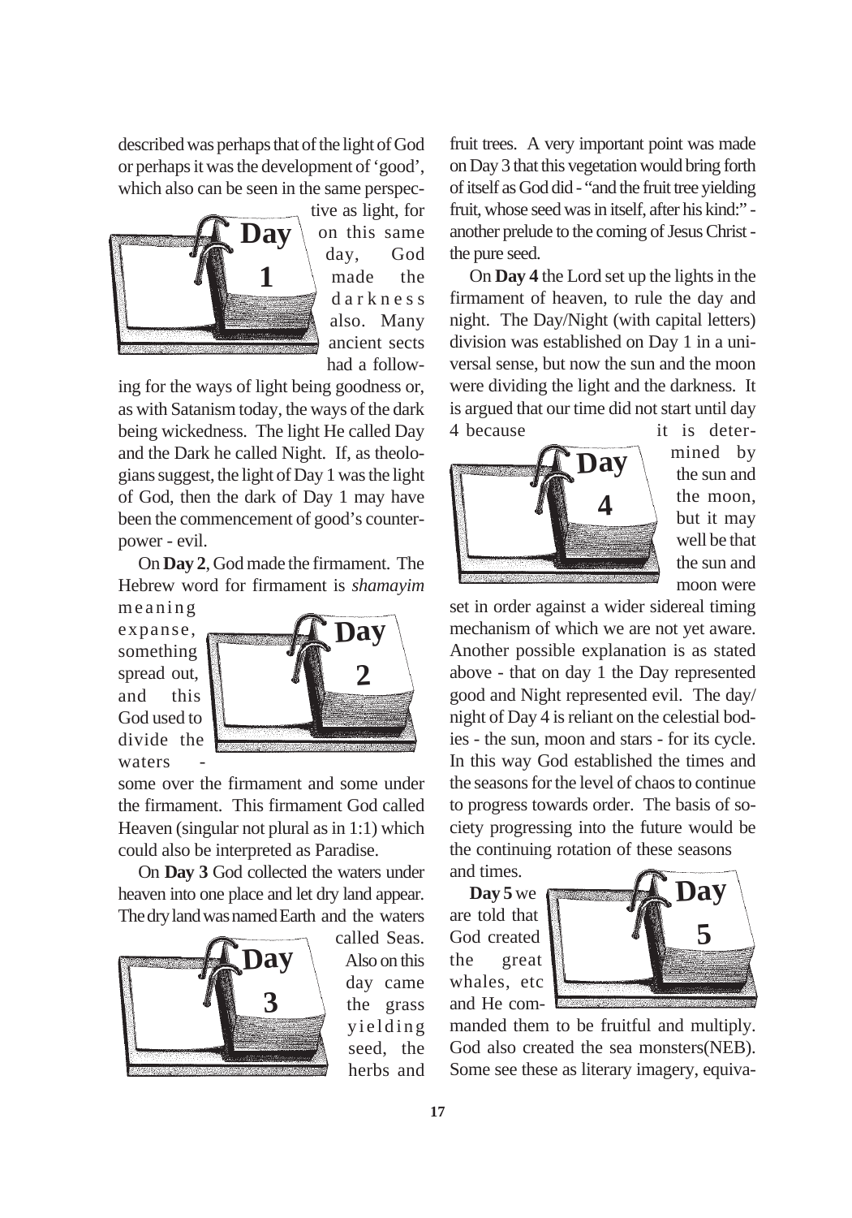described was perhaps that of the light of God or perhaps it was the development of 'good', which also can be seen in the same perspective as light, for on this same day, God made the darkness also. Many ancient sects had a following for the ways of light being goodness or, as with Satanism today, the ways of the dark being wickedness. The light He called Day and the Dark he called Night. If, as theologians suggest, the light of Day 1 was the light of God, then the dark of Day 1 may have been the commencement of good's counterpower - evil.

On **Day 2**, God made the firmament. The Hebrew word for firmament is *shamayim* meaning expanse, something spread out, and this God used to divide the waters - some over the firmament and some under the firmament. This firmament God called Heaven (singular not plural as in 1:1) which could also be interpreted as Paradise.

On **Day 3** God collected the waters under heaven into one place and let dry land appear. The dry land was named Earth and the waters called Seas. Also on this day came the grass yielding seed, the herbs and fruit trees. A very important point was made on Day 3 that this vegetation would bring forth of itself as God did - "and the fruit tree yielding fruit, whose seed was in itself, after his kind:" - another prelude to the coming of Jesus Christ - the pure seed.

On **Day 4** the Lord set up the lights in the firmament of heaven, to rule the day and night. The Day/Night (with capital letters) division was established on Day 1 in a universal sense, but now the sun and the moon were dividing the light and the darkness. It is argued that our time did not start until day 4 because it is determined by the sun and the moon, but it may well be that the sun and moon were set in order against a wider sidereal timing mechanism of which we are not yet aware. Another possible explanation is as stated above - that on day 1 the Day represented good and Night represented evil. The day/night of Day 4 is reliant on the celestial bodies - the sun, moon and stars - for its cycle. In this way God established the times and the seasons for the level of chaos to continue to progress towards order. The basis of society progressing into the future would be the continuing rotation of these seasons and times.

**Day 5** we are told that God created the great whales, etc and He commanded them to be fruitful and multiply. God also created the sea monsters(NEB). Some see these as literary imagery, equiva-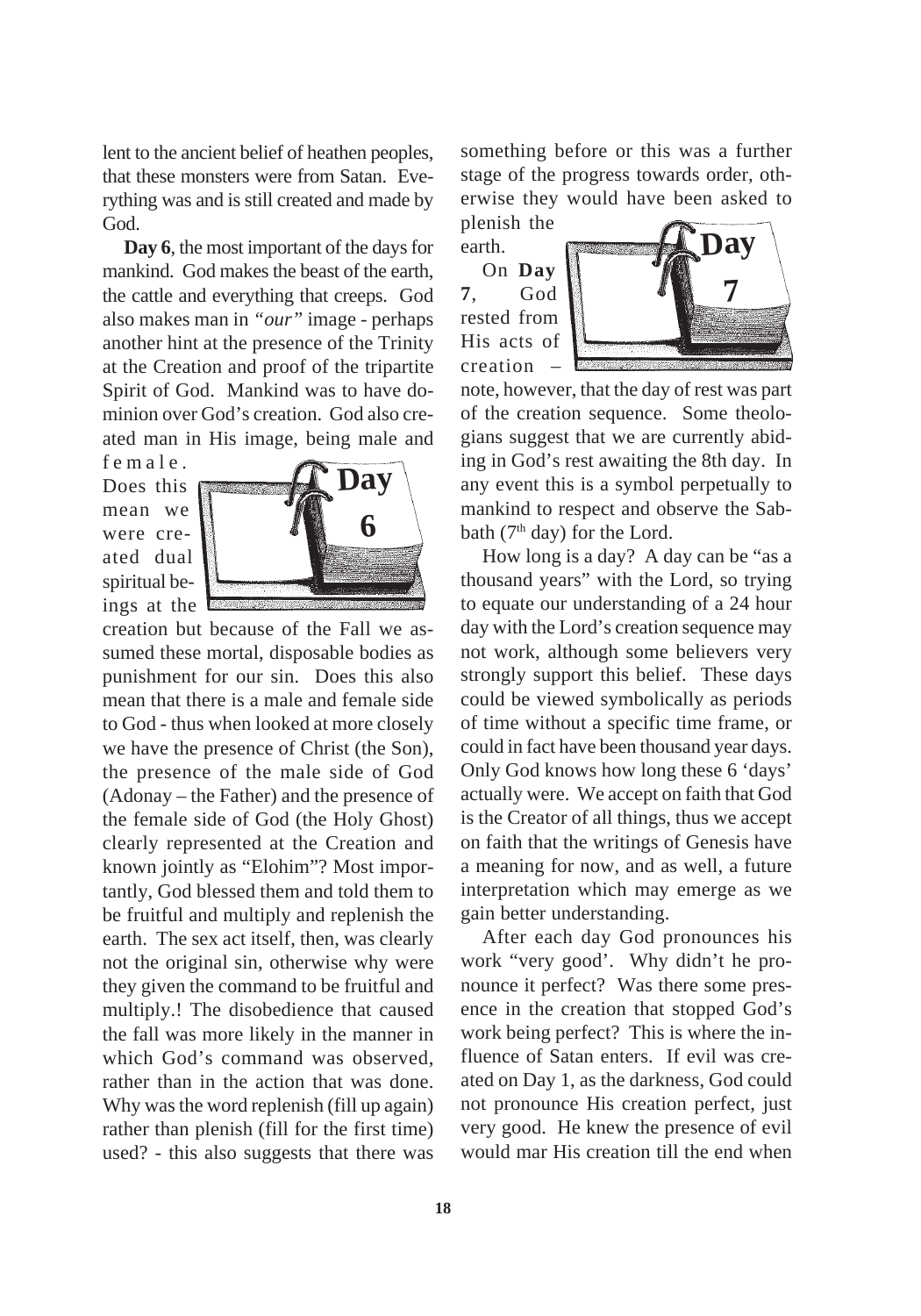lent to the ancient belief of heathen peoples, that these monsters were from Satan. Everything was and is still created and made by God.

**Day 6**, the most important of the days for mankind. God makes the beast of the earth, the cattle and everything that creeps. God also makes man in *"our"* image - perhaps another hint at the presence of the Trinity at the Creation and proof of the tripartite Spirit of God. Mankind was to have dominion over God's creation. God also created man in His image, being male and female. Does this mean we were created dual spiritual beings at the creation but because of the Fall we assumed these mortal, disposable bodies as punishment for our sin. Does this also mean that there is a male and female side to God - thus when looked at more closely we have the presence of Christ (the Son), the presence of the male side of God (Adonay – the Father) and the presence of the female side of God (the Holy Ghost) clearly represented at the Creation and known jointly as "Elohim"? Most importantly, God blessed them and told them to be fruitful and multiply and replenish the earth. The sex act itself, then, was clearly not the original sin, otherwise why were they given the command to be fruitful and multiply.! The disobedience that caused the fall was more likely in the manner in which God's command was observed, rather than in the action that was done. Why was the word replenish (fill up again) rather than plenish (fill for the first time) used? - this also suggests that there was something before or this was a further stage of the progress towards order, otherwise they would have been asked to plenish the earth.

On **Day 7**, God rested from His acts of creation – note, however, that the day of rest was part of the creation sequence. Some theologians suggest that we are currently abiding in God's rest awaiting the 8th day. In any event this is a symbol perpetually to mankind to respect and observe the Sabbath (7th day) for the Lord.

How long is a day? A day can be "as a thousand years" with the Lord, so trying to equate our understanding of a 24 hour day with the Lord's creation sequence may not work, although some believers very strongly support this belief. These days could be viewed symbolically as periods of time without a specific time frame, or could in fact have been thousand year days. Only God knows how long these 6 'days' actually were. We accept on faith that God is the Creator of all things, thus we accept on faith that the writings of Genesis have a meaning for now, and as well, a future interpretation which may emerge as we gain better understanding.

After each day God pronounces his work "very good'. Why didn't he pronounce it perfect? Was there some presence in the creation that stopped God's work being perfect? This is where the influence of Satan enters. If evil was created on Day 1, as the darkness, God could not pronounce His creation perfect, just very good. He knew the presence of evil would mar His creation till the end when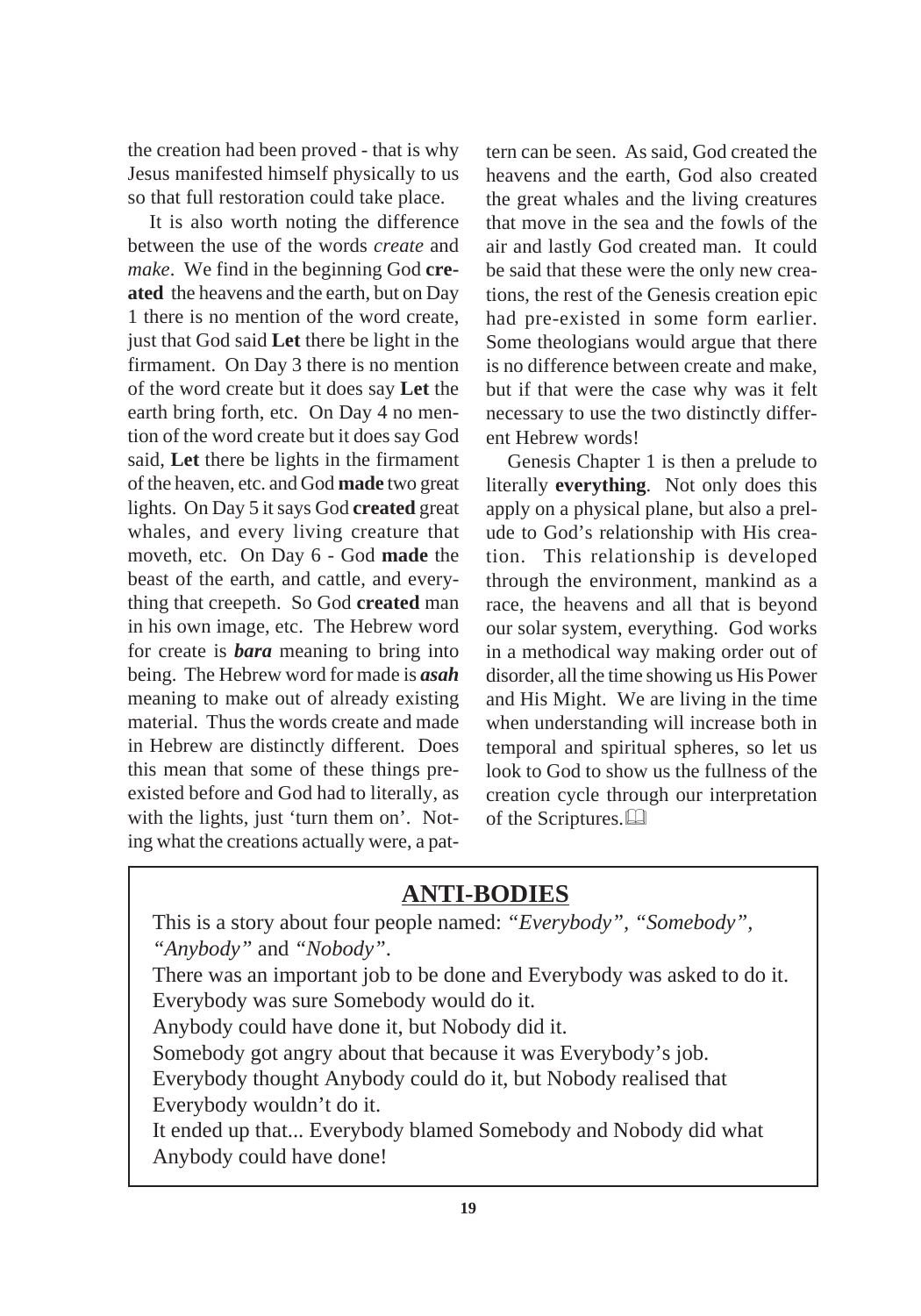the creation had been proved - that is why Jesus manifested himself physically to us so that full restoration could take place.

It is also worth noting the difference between the use of the words *create* and *make*. We find in the beginning God **created** the heavens and the earth, but on Day 1 there is no mention of the word create, just that God said **Let** there be light in the firmament. On Day 3 there is no mention of the word create but it does say **Let** the earth bring forth, etc. On Day 4 no mention of the word create but it does say God said, **Let** there be lights in the firmament of the heaven, etc. and God **made** two great lights. On Day 5 it says God **created** great whales, and every living creature that moveth, etc. On Day 6 - God **made** the beast of the earth, and cattle, and everything that creepeth. So God **created** man in his own image, etc. The Hebrew word for create is ***bara*** meaning to bring into being. The Hebrew word for made is ***asah*** meaning to make out of already existing material. Thus the words create and made in Hebrew are distinctly different. Does this mean that some of these things pre-existed before and God had to literally, as with the lights, just 'turn them on'. Noting what the creations actually were, a pattern can be seen. As said, God created the heavens and the earth, God also created the great whales and the living creatures that move in the sea and the fowls of the air and lastly God created man. It could be said that these were the only new creations, the rest of the Genesis creation epic had pre-existed in some form earlier. Some theologians would argue that there is no difference between create and make, but if that were the case why was it felt necessary to use the two distinctly different Hebrew words!

Genesis Chapter 1 is then a prelude to literally **everything**. Not only does this apply on a physical plane, but also a prelude to God's relationship with His creation. This relationship is developed through the environment, mankind as a race, the heavens and all that is beyond our solar system, everything. God works in a methodical way making order out of disorder, all the time showing us His Power and His Might. We are living in the time when understanding will increase both in temporal and spiritual spheres, so let us look to God to show us the fullness of the creation cycle through our interpretation of the Scriptures.

## ANTI-BODIES

This is a story about four people named: *"Everybody"*, *"Somebody"*, *"Anybody"* and *"Nobody"*.

There was an important job to be done and Everybody was asked to do it.
Everybody was sure Somebody would do it.
Anybody could have done it, but Nobody did it.
Somebody got angry about that because it was Everybody's job.
Everybody thought Anybody could do it, but Nobody realised that Everybody wouldn't do it.
It ended up that... Everybody blamed Somebody and Nobody did what Anybody could have done!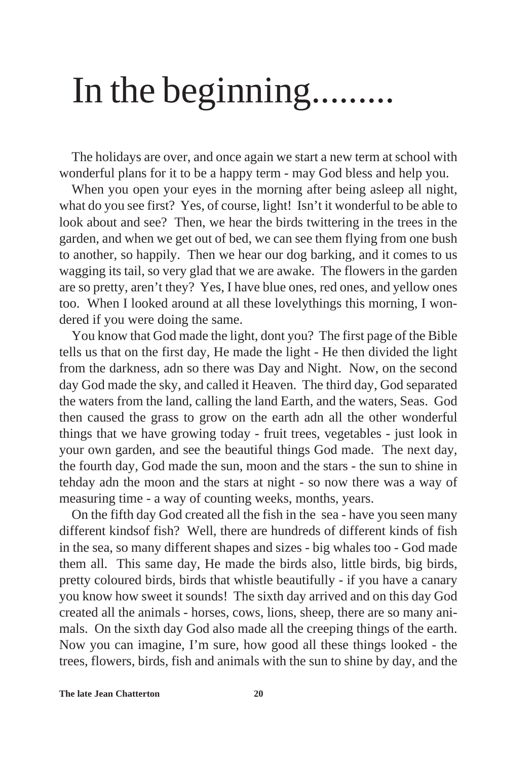# In the beginning.........

The holidays are over, and once again we start a new term at school with wonderful plans for it to be a happy term - may God bless and help you.

When you open your eyes in the morning after being asleep all night, what do you see first? Yes, of course, light! Isn't it wonderful to be able to look about and see? Then, we hear the birds twittering in the trees in the garden, and when we get out of bed, we can see them flying from one bush to another, so happily. Then we hear our dog barking, and it comes to us wagging its tail, so very glad that we are awake. The flowers in the garden are so pretty, aren't they? Yes, I have blue ones, red ones, and yellow ones too. When I looked around at all these lovelythings this morning, I wondered if you were doing the same.

You know that God made the light, dont you? The first page of the Bible tells us that on the first day, He made the light - He then divided the light from the darkness, adn so there was Day and Night. Now, on the second day God made the sky, and called it Heaven. The third day, God separated the waters from the land, calling the land Earth, and the waters, Seas. God then caused the grass to grow on the earth adn all the other wonderful things that we have growing today - fruit trees, vegetables - just look in your own garden, and see the beautiful things God made. The next day, the fourth day, God made the sun, moon and the stars - the sun to shine in tehday adn the moon and the stars at night - so now there was a way of measuring time - a way of counting weeks, months, years.

On the fifth day God created all the fish in the sea - have you seen many different kindsof fish? Well, there are hundreds of different kinds of fish in the sea, so many different shapes and sizes - big whales too - God made them all. This same day, He made the birds also, little birds, big birds, pretty coloured birds, birds that whistle beautifully - if you have a canary you know how sweet it sounds! The sixth day arrived and on this day God created all the animals - horses, cows, lions, sheep, there are so many animals. On the sixth day God also made all the creeping things of the earth. Now you can imagine, I'm sure, how good all these things looked - the trees, flowers, birds, fish and animals with the sun to shine by day, and the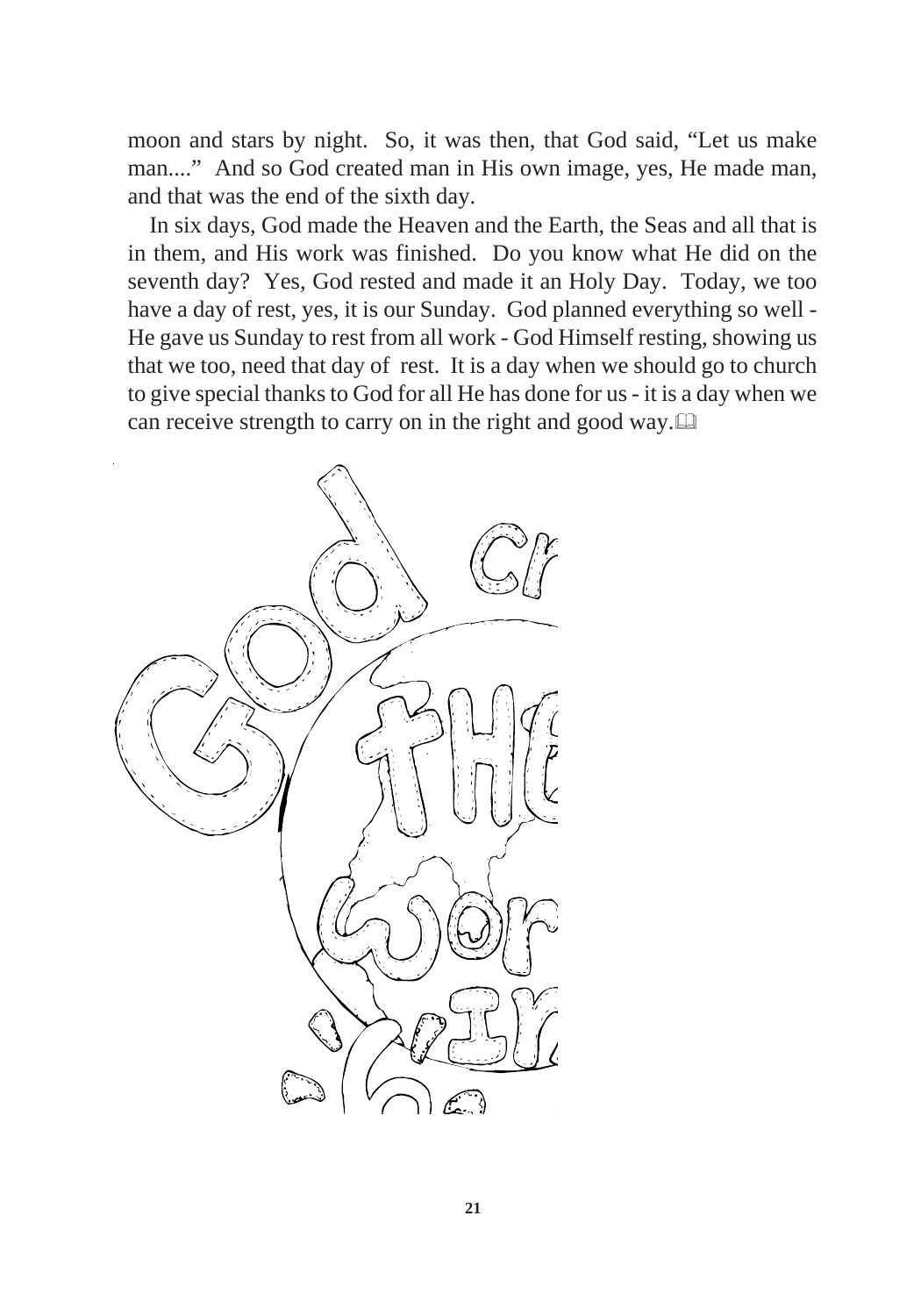moon and stars by night. So, it was then, that God said, "Let us make man...." And so God created man in His own image, yes, He made man, and that was the end of the sixth day.

In six days, God made the Heaven and the Earth, the Seas and all that is in them, and His work was finished. Do you know what He did on the seventh day? Yes, God rested and made it an Holy Day. Today, we too have a day of rest, yes, it is our Sunday. God planned everything so well - He gave us Sunday to rest from all work - God Himself resting, showing us that we too, need that day of rest. It is a day when we should go to church to give special thanks to God for all He has done for us - it is a day when we can receive strength to carry on in the right and good way. 🕮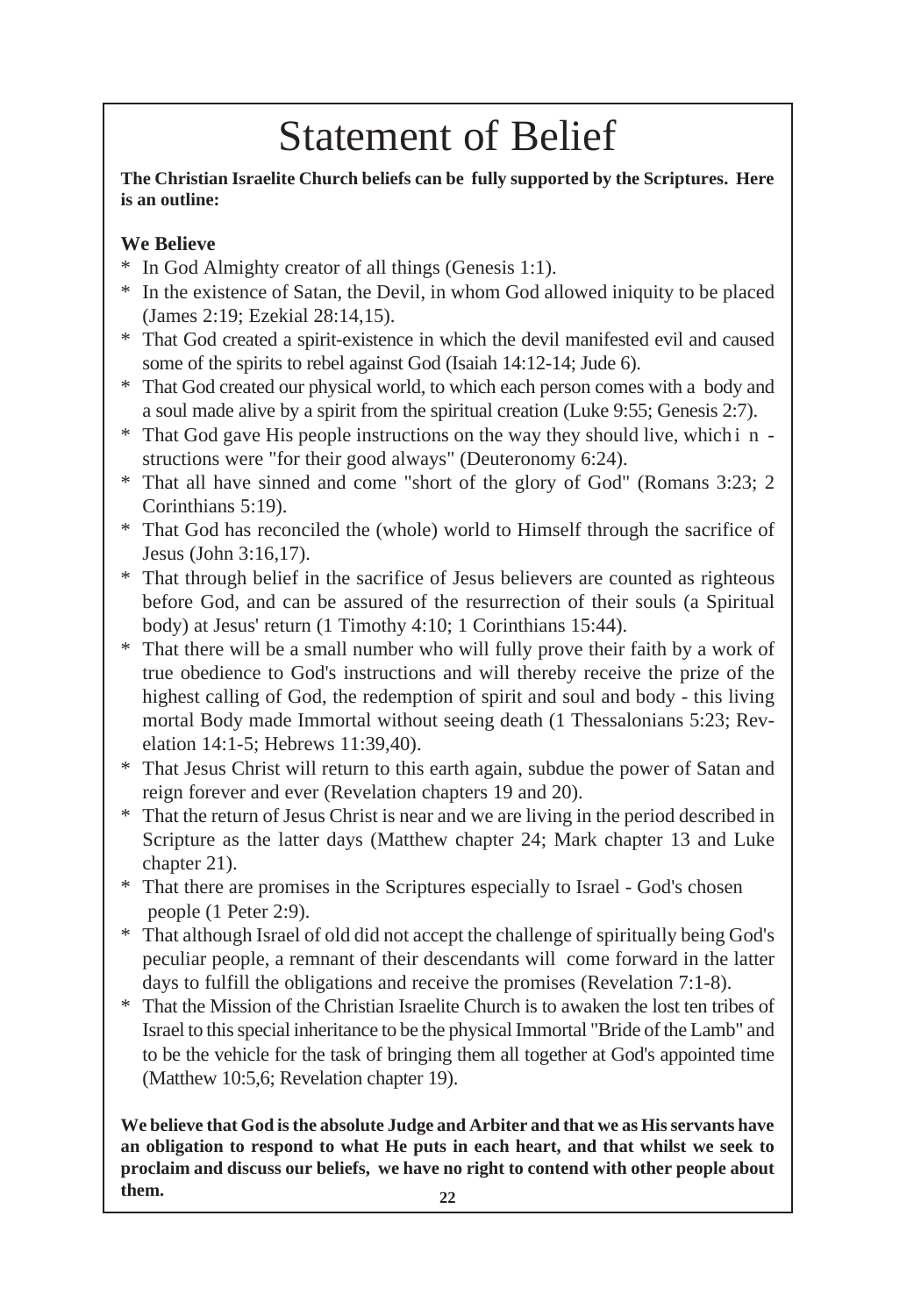# Statement of Belief

**The Christian Israelite Church beliefs can be fully supported by the Scriptures. Here is an outline:**

**We Believe**

* In God Almighty creator of all things (Genesis 1:1).
* In the existence of Satan, the Devil, in whom God allowed iniquity to be placed (James 2:19; Ezekial 28:14,15).
* That God created a spirit-existence in which the devil manifested evil and caused some of the spirits to rebel against God (Isaiah 14:12-14; Jude 6).
* That God created our physical world, to which each person comes with a body and a soul made alive by a spirit from the spiritual creation (Luke 9:55; Genesis 2:7).
* That God gave His people instructions on the way they should live, which instructions were "for their good always" (Deuteronomy 6:24).
* That all have sinned and come "short of the glory of God" (Romans 3:23; 2 Corinthians 5:19).
* That God has reconciled the (whole) world to Himself through the sacrifice of Jesus (John 3:16,17).
* That through belief in the sacrifice of Jesus believers are counted as righteous before God, and can be assured of the resurrection of their souls (a Spiritual body) at Jesus' return (1 Timothy 4:10; 1 Corinthians 15:44).
* That there will be a small number who will fully prove their faith by a work of true obedience to God's instructions and will thereby receive the prize of the highest calling of God, the redemption of spirit and soul and body - this living mortal Body made Immortal without seeing death (1 Thessalonians 5:23; Revelation 14:1-5; Hebrews 11:39,40).
* That Jesus Christ will return to this earth again, subdue the power of Satan and reign forever and ever (Revelation chapters 19 and 20).
* That the return of Jesus Christ is near and we are living in the period described in Scripture as the latter days (Matthew chapter 24; Mark chapter 13 and Luke chapter 21).
* That there are promises in the Scriptures especially to Israel - God's chosen people (1 Peter 2:9).
* That although Israel of old did not accept the challenge of spiritually being God's peculiar people, a remnant of their descendants will come forward in the latter days to fulfill the obligations and receive the promises (Revelation 7:1-8).
* That the Mission of the Christian Israelite Church is to awaken the lost ten tribes of Israel to this special inheritance to be the physical Immortal "Bride of the Lamb" and to be the vehicle for the task of bringing them all together at God's appointed time (Matthew 10:5,6; Revelation chapter 19).

**We believe that God is the absolute Judge and Arbiter and that we as His servants have an obligation to respond to what He puts in each heart, and that whilst we seek to proclaim and discuss our beliefs, we have no right to contend with other people about them.**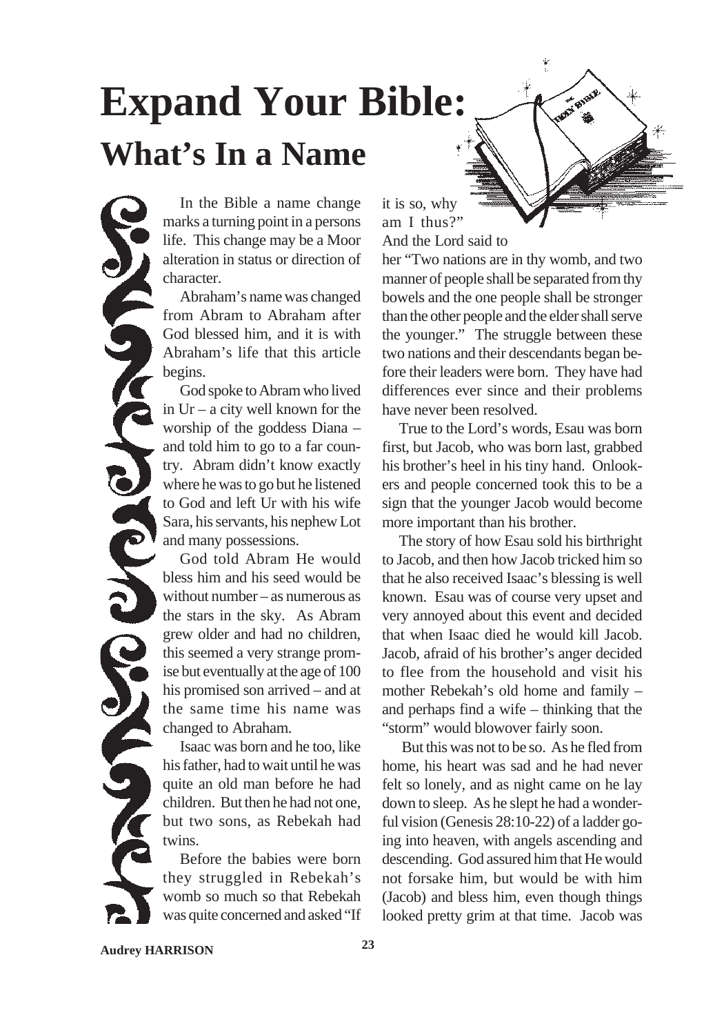# Expand Your Bible:

## What's In a Name

In the Bible a name change marks a turning point in a persons life. This change may be a Moor alteration in status or direction of character.

Abraham's name was changed from Abram to Abraham after God blessed him, and it is with Abraham's life that this article begins.

God spoke to Abram who lived in Ur – a city well known for the worship of the goddess Diana – and told him to go to a far country. Abram didn't know exactly where he was to go but he listened to God and left Ur with his wife Sara, his servants, his nephew Lot and many possessions.

God told Abram He would bless him and his seed would be without number – as numerous as the stars in the sky. As Abram grew older and had no children, this seemed a very strange promise but eventually at the age of 100 his promised son arrived – and at the same time his name was changed to Abraham.

Isaac was born and he too, like his father, had to wait until he was quite an old man before he had children. But then he had not one, but two sons, as Rebekah had twins.

Before the babies were born they struggled in Rebekah's womb so much so that Rebekah was quite concerned and asked "If it is so, why am I thus?" And the Lord said to her "Two nations are in thy womb, and two manner of people shall be separated from thy bowels and the one people shall be stronger than the other people and the elder shall serve the younger." The struggle between these two nations and their descendants began before their leaders were born. They have had differences ever since and their problems have never been resolved.

True to the Lord's words, Esau was born first, but Jacob, who was born last, grabbed his brother's heel in his tiny hand. Onlookers and people concerned took this to be a sign that the younger Jacob would become more important than his brother.

The story of how Esau sold his birthright to Jacob, and then how Jacob tricked him so that he also received Isaac's blessing is well known. Esau was of course very upset and very annoyed about this event and decided that when Isaac died he would kill Jacob. Jacob, afraid of his brother's anger decided to flee from the household and visit his mother Rebekah's old home and family – and perhaps find a wife – thinking that the "storm" would blowover fairly soon.

But this was not to be so. As he fled from home, his heart was sad and he had never felt so lonely, and as night came on he lay down to sleep. As he slept he had a wonderful vision (Genesis 28:10-22) of a ladder going into heaven, with angels ascending and descending. God assured him that He would not forsake him, but would be with him (Jacob) and bless him, even though things looked pretty grim at that time. Jacob was

**Audrey HARRISON**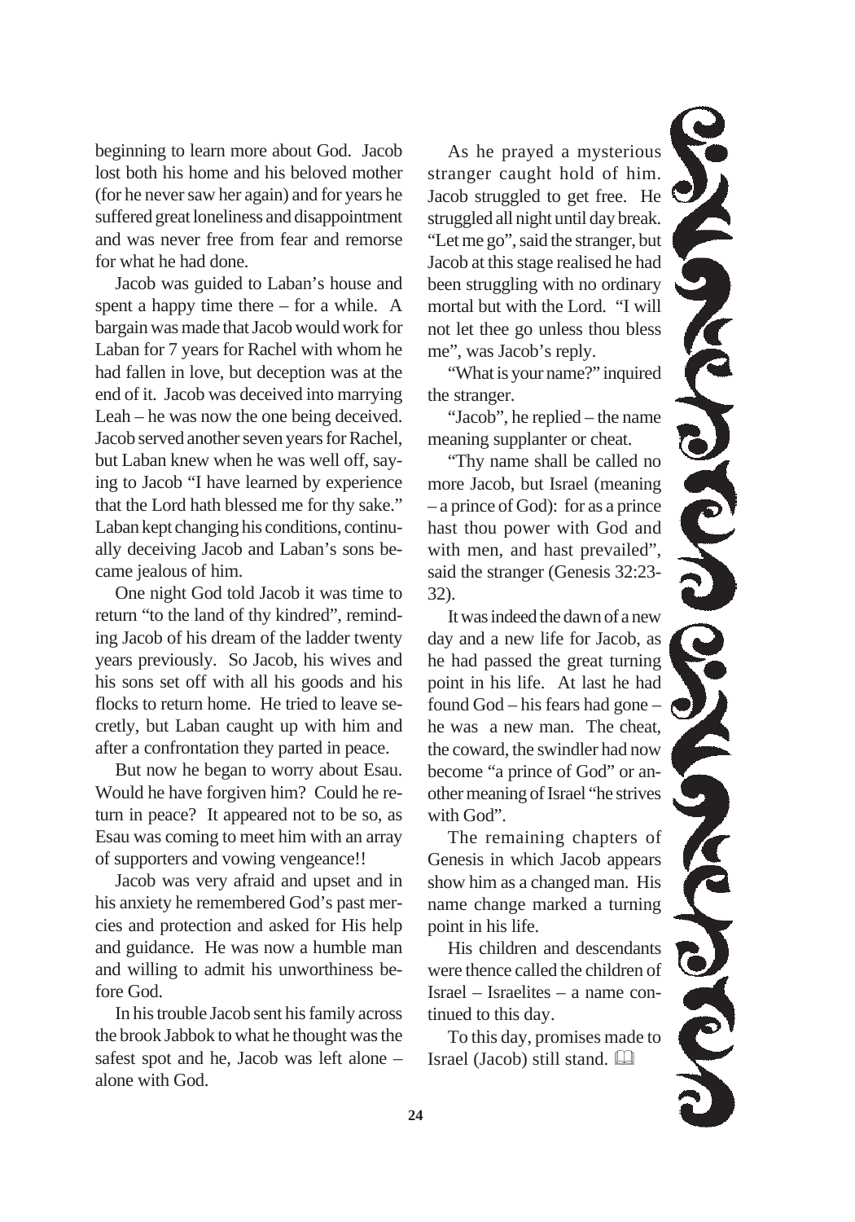beginning to learn more about God. Jacob lost both his home and his beloved mother (for he never saw her again) and for years he suffered great loneliness and disappointment and was never free from fear and remorse for what he had done.

Jacob was guided to Laban's house and spent a happy time there – for a while. A bargain was made that Jacob would work for Laban for 7 years for Rachel with whom he had fallen in love, but deception was at the end of it. Jacob was deceived into marrying Leah – he was now the one being deceived. Jacob served another seven years for Rachel, but Laban knew when he was well off, saying to Jacob "I have learned by experience that the Lord hath blessed me for thy sake." Laban kept changing his conditions, continually deceiving Jacob and Laban's sons became jealous of him.

One night God told Jacob it was time to return "to the land of thy kindred", reminding Jacob of his dream of the ladder twenty years previously. So Jacob, his wives and his sons set off with all his goods and his flocks to return home. He tried to leave secretly, but Laban caught up with him and after a confrontation they parted in peace.

But now he began to worry about Esau. Would he have forgiven him? Could he return in peace? It appeared not to be so, as Esau was coming to meet him with an array of supporters and vowing vengeance!!

Jacob was very afraid and upset and in his anxiety he remembered God's past mercies and protection and asked for His help and guidance. He was now a humble man and willing to admit his unworthiness before God.

In his trouble Jacob sent his family across the brook Jabbok to what he thought was the safest spot and he, Jacob was left alone – alone with God.

As he prayed a mysterious stranger caught hold of him. Jacob struggled to get free. He struggled all night until day break. "Let me go", said the stranger, but Jacob at this stage realised he had been struggling with no ordinary mortal but with the Lord. "I will not let thee go unless thou bless me", was Jacob's reply.

"What is your name?" inquired the stranger.

"Jacob", he replied – the name meaning supplanter or cheat.

"Thy name shall be called no more Jacob, but Israel (meaning – a prince of God): for as a prince hast thou power with God and with men, and hast prevailed", said the stranger (Genesis 32:23-32).

It was indeed the dawn of a new day and a new life for Jacob, as he had passed the great turning point in his life. At last he had found God – his fears had gone – he was a new man. The cheat, the coward, the swindler had now become "a prince of God" or another meaning of Israel "he strives with God".

The remaining chapters of Genesis in which Jacob appears show him as a changed man. His name change marked a turning point in his life.

His children and descendants were thence called the children of Israel – Israelites – a name continued to this day.

To this day, promises made to Israel (Jacob) still stand. 🕮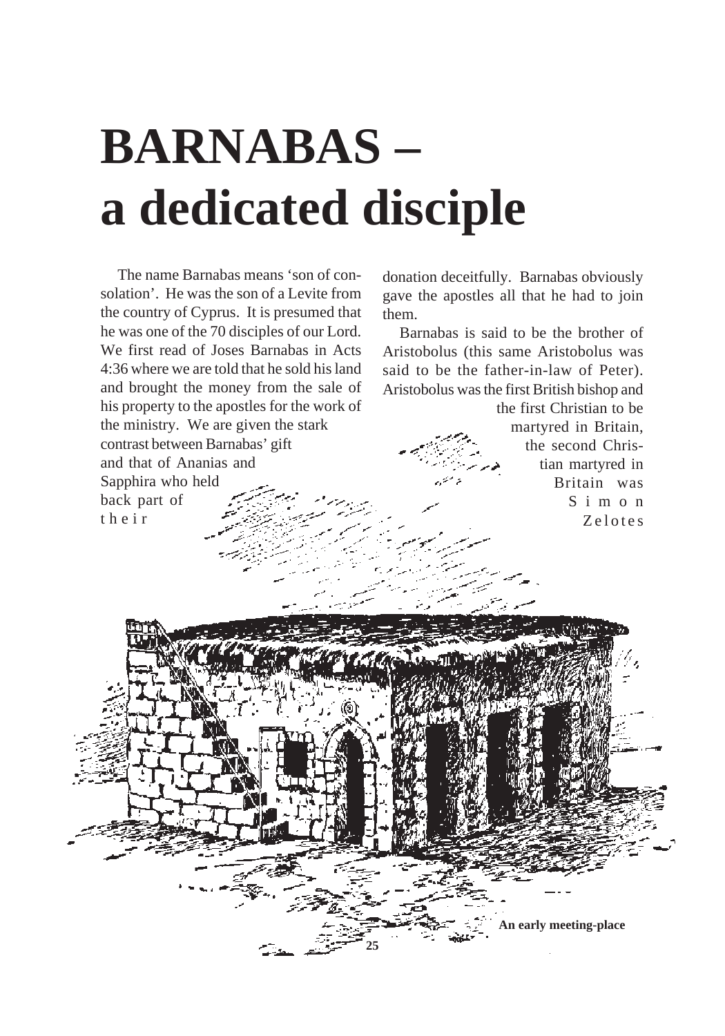# BARNABAS – a dedicated disciple

The name Barnabas means 'son of consolation'. He was the son of a Levite from the country of Cyprus. It is presumed that he was one of the 70 disciples of our Lord. We first read of Joses Barnabas in Acts 4:36 where we are told that he sold his land and brought the money from the sale of his property to the apostles for the work of the ministry. We are given the stark contrast between Barnabas' gift and that of Ananias and Sapphira who held back part of their donation deceitfully. Barnabas obviously gave the apostles all that he had to join them.

Barnabas is said to be the brother of Aristobolus (this same Aristobolus was said to be the father-in-law of Peter). Aristobolus was the first British bishop and the first Christian to be martyred in Britain, the second Christian martyred in Britain was Simon Zelotes

**An early meeting-place**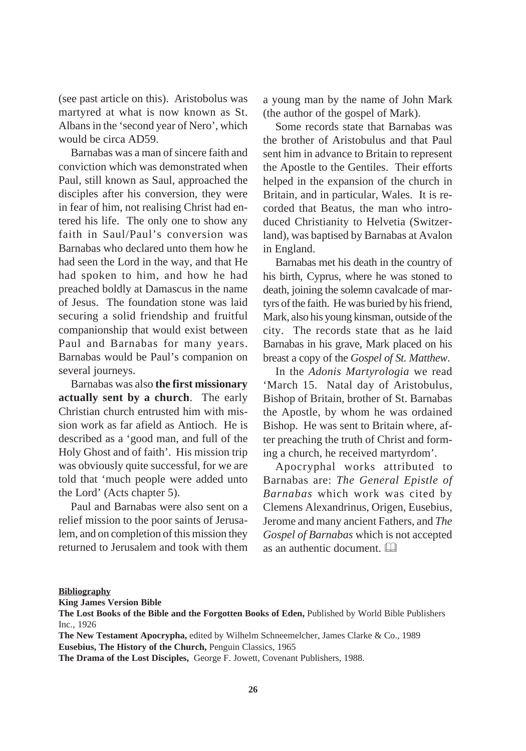(see past article on this). Aristobolus was martyred at what is now known as St. Albans in the 'second year of Nero', which would be circa AD59.

Barnabas was a man of sincere faith and conviction which was demonstrated when Paul, still known as Saul, approached the disciples after his conversion, they were in fear of him, not realising Christ had entered his life. The only one to show any faith in Saul/Paul's conversion was Barnabas who declared unto them how he had seen the Lord in the way, and that He had spoken to him, and how he had preached boldly at Damascus in the name of Jesus. The foundation stone was laid securing a solid friendship and fruitful companionship that would exist between Paul and Barnabas for many years. Barnabas would be Paul's companion on several journeys.

Barnabas was also **the first missionary actually sent by a church**. The early Christian church entrusted him with mission work as far afield as Antioch. He is described as a 'good man, and full of the Holy Ghost and of faith'. His mission trip was obviously quite successful, for we are told that 'much people were added unto the Lord' (Acts chapter 5).

Paul and Barnabas were also sent on a relief mission to the poor saints of Jerusalem, and on completion of this mission they returned to Jerusalem and took with them a young man by the name of John Mark (the author of the gospel of Mark).

Some records state that Barnabas was the brother of Aristobulus and that Paul sent him in advance to Britain to represent the Apostle to the Gentiles. Their efforts helped in the expansion of the church in Britain, and in particular, Wales. It is recorded that Beatus, the man who introduced Christianity to Helvetia (Switzerland), was baptised by Barnabas at Avalon in England.

Barnabas met his death in the country of his birth, Cyprus, where he was stoned to death, joining the solemn cavalcade of martyrs of the faith. He was buried by his friend, Mark, also his young kinsman, outside of the city. The records state that as he laid Barnabas in his grave, Mark placed on his breast a copy of the *Gospel of St. Matthew*.

In the *Adonis Martyrologia* we read 'March 15. Natal day of Aristobulus, Bishop of Britain, brother of St. Barnabas the Apostle, by whom he was ordained Bishop. He was sent to Britain where, after preaching the truth of Christ and forming a church, he received martyrdom'.

Apocryphal works attributed to Barnabas are: *The General Epistle of Barnabas* which work was cited by Clemens Alexandrinus, Origen, Eusebius, Jerome and many ancient Fathers, and *The Gospel of Barnabas* which is not accepted as an authentic document.

**Bibliography**

**King James Version Bible**

**The Lost Books of the Bible and the Forgotten Books of Eden,** Published by World Bible Publishers Inc., 1926

**The New Testament Apocrypha,** edited by Wilhelm Schneemelcher, James Clarke & Co., 1989

**Eusebius, The History of the Church,** Penguin Classics, 1965

**The Drama of the Lost Disciples,** George F. Jowett, Covenant Publishers, 1988.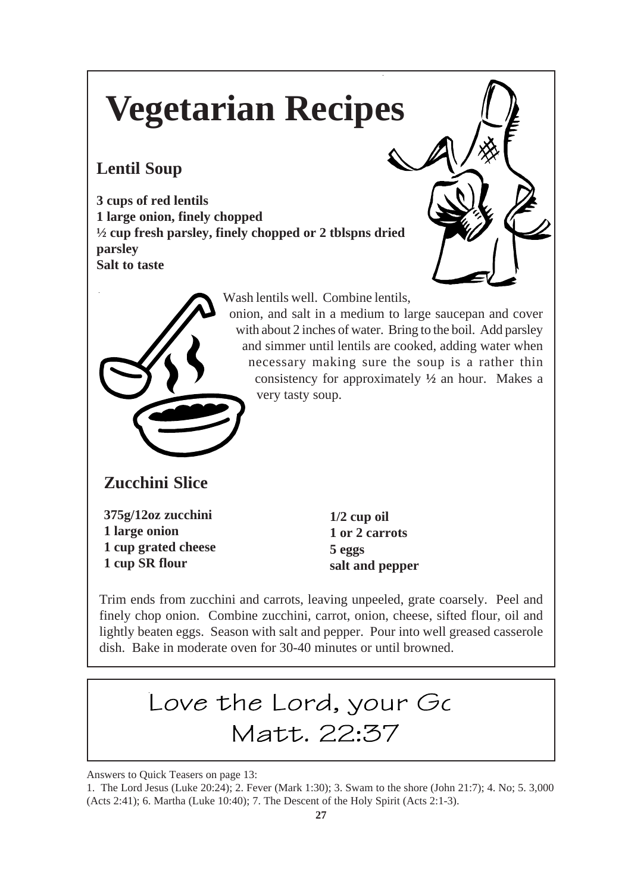# Vegetarian Recipes

## Lentil Soup

**3 cups of red lentils**
**1 large onion, finely chopped**
**½ cup fresh parsley, finely chopped or 2 tblspns dried parsley**
**Salt to taste**

Wash lentils well. Combine lentils, onion, and salt in a medium to large saucepan and cover with about 2 inches of water. Bring to the boil. Add parsley and simmer until lentils are cooked, adding water when necessary making sure the soup is a rather thin consistency for approximately ½ an hour. Makes a very tasty soup.

## Zucchini Slice

**375g/12oz zucchini**
**1 large onion**
**1 cup grated cheese**
**1 cup SR flour**
**1/2 cup oil**
**1 or 2 carrots**
**5 eggs**
**salt and pepper**

Trim ends from zucchini and carrots, leaving unpeeled, grate coarsely. Peel and finely chop onion. Combine zucchini, carrot, onion, cheese, sifted flour, oil and lightly beaten eggs. Season with salt and pepper. Pour into well greased casserole dish. Bake in moderate oven for 30-40 minutes or until browned.

Love the Lord, your Gc
Matt. 22:37

Answers to Quick Teasers on page 13:

1. The Lord Jesus (Luke 20:24); 2. Fever (Mark 1:30); 3. Swam to the shore (John 21:7); 4. No; 5. 3,000 (Acts 2:41); 6. Martha (Luke 10:40); 7. The Descent of the Holy Spirit (Acts 2:1-3).